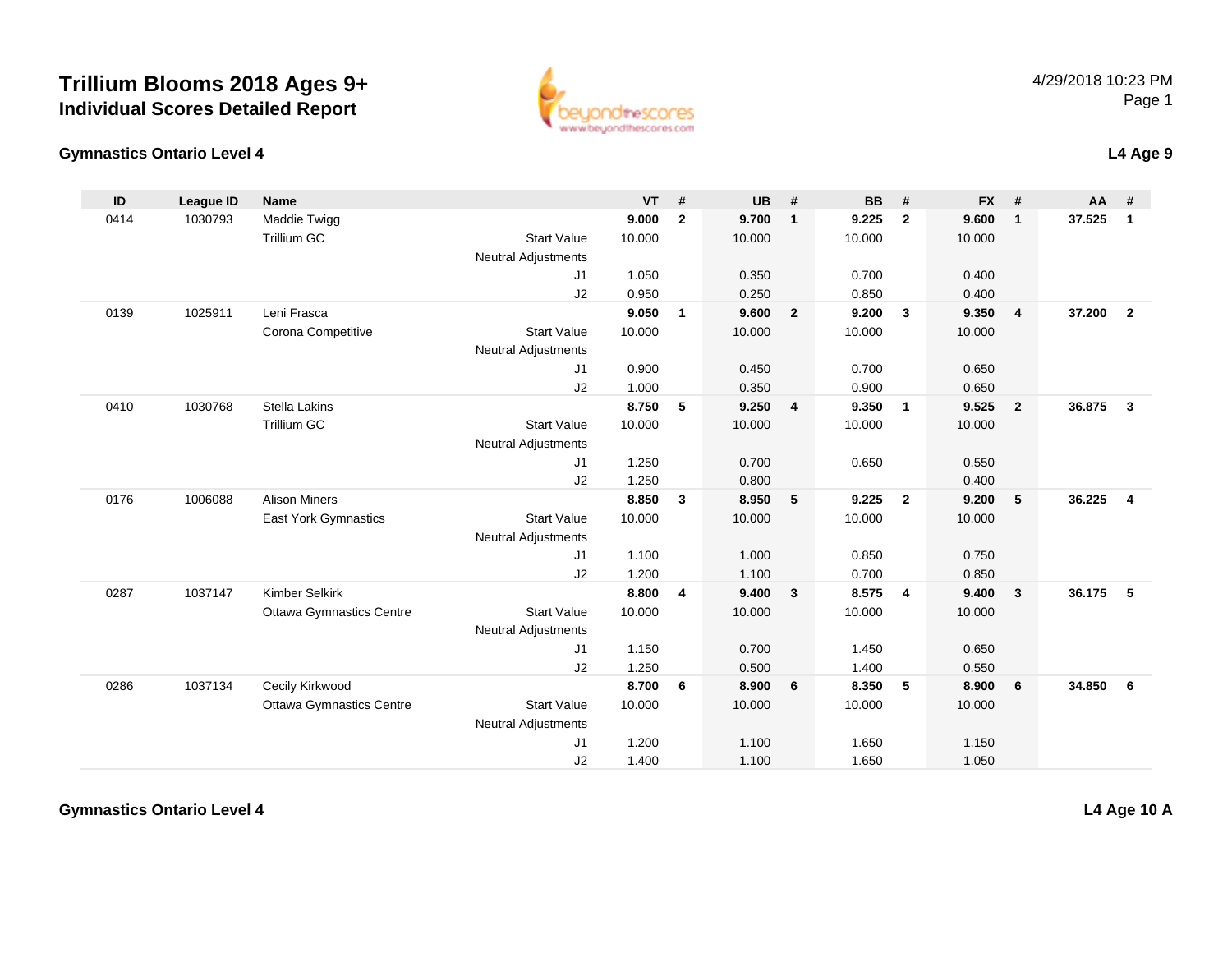# Trillium Blooms 2018 Ages 9+
## Individual Scores Detailed Report

4/29/2018 10:23 PM

### Gymnastics Ontario Level 4

**L4 Age 9**

| ID | League ID | Name | | VT | # | UB | # | BB | # | FX | # | AA | # |
|---|---|---|---|---|---|---|---|---|---|---|---|---|---|
| 0414 | 1030793 | Maddie Twigg | | **9.000** | **2** | **9.700** | **1** | **9.225** | **2** | **9.600** | **1** | **37.525** | **1** |
| | | Trillium GC | Start Value | 10.000 | | 10.000 | | 10.000 | | 10.000 | | | |
| | | | Neutral Adjustments | | | | | | | | | | |
| | | | J1 | 1.050 | | 0.350 | | 0.700 | | 0.400 | | | |
| | | | J2 | 0.950 | | 0.250 | | 0.850 | | 0.400 | | | |
| 0139 | 1025911 | Leni Frasca | | **9.050** | **1** | **9.600** | **2** | **9.200** | **3** | **9.350** | **4** | **37.200** | **2** |
| | | Corona Competitive | Start Value | 10.000 | | 10.000 | | 10.000 | | 10.000 | | | |
| | | | Neutral Adjustments | | | | | | | | | | |
| | | | J1 | 0.900 | | 0.450 | | 0.700 | | 0.650 | | | |
| | | | J2 | 1.000 | | 0.350 | | 0.900 | | 0.650 | | | |
| 0410 | 1030768 | Stella Lakins | | **8.750** | **5** | **9.250** | **4** | **9.350** | **1** | **9.525** | **2** | **36.875** | **3** |
| | | Trillium GC | Start Value | 10.000 | | 10.000 | | 10.000 | | 10.000 | | | |
| | | | Neutral Adjustments | | | | | | | | | | |
| | | | J1 | 1.250 | | 0.700 | | 0.650 | | 0.550 | | | |
| | | | J2 | 1.250 | | 0.800 | | | | 0.400 | | | |
| 0176 | 1006088 | Alison Miners | | **8.850** | **3** | **8.950** | **5** | **9.225** | **2** | **9.200** | **5** | **36.225** | **4** |
| | | East York Gymnastics | Start Value | 10.000 | | 10.000 | | 10.000 | | 10.000 | | | |
| | | | Neutral Adjustments | | | | | | | | | | |
| | | | J1 | 1.100 | | 1.000 | | 0.850 | | 0.750 | | | |
| | | | J2 | 1.200 | | 1.100 | | 0.700 | | 0.850 | | | |
| 0287 | 1037147 | Kimber Selkirk | | **8.800** | **4** | **9.400** | **3** | **8.575** | **4** | **9.400** | **3** | **36.175** | **5** |
| | | Ottawa Gymnastics Centre | Start Value | 10.000 | | 10.000 | | 10.000 | | 10.000 | | | |
| | | | Neutral Adjustments | | | | | | | | | | |
| | | | J1 | 1.150 | | 0.700 | | 1.450 | | 0.650 | | | |
| | | | J2 | 1.250 | | 0.500 | | 1.400 | | 0.550 | | | |
| 0286 | 1037134 | Cecily Kirkwood | | **8.700** | **6** | **8.900** | **6** | **8.350** | **5** | **8.900** | **6** | **34.850** | **6** |
| | | Ottawa Gymnastics Centre | Start Value | 10.000 | | 10.000 | | 10.000 | | 10.000 | | | |
| | | | Neutral Adjustments | | | | | | | | | | |
| | | | J1 | 1.200 | | 1.100 | | 1.650 | | 1.150 | | | |
| | | | J2 | 1.400 | | 1.100 | | 1.650 | | 1.050 | | | |

### Gymnastics Ontario Level 4

**L4 Age 10 A**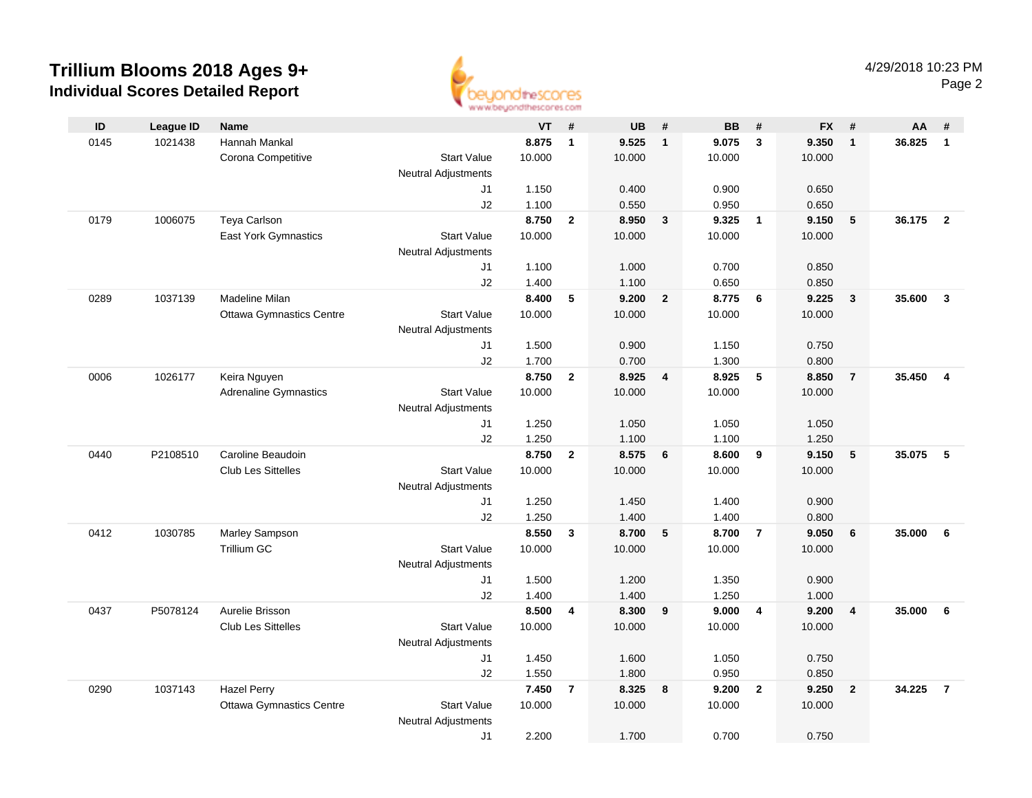# Trillium Blooms 2018 Ages 9+

## Individual Scores Detailed Report

4/29/2018 10:23 PM

| ID | League ID | Name | | VT | # | UB | # | BB | # | FX | # | AA | # |
|---|---|---|---|---|---|---|---|---|---|---|---|---|---|
| 0145 | 1021438 | Hannah Mankal | | 8.875 | 1 | 9.525 | 1 | 9.075 | 3 | 9.350 | 1 | 36.825 | 1 |
| | | Corona Competitive | Start Value | 10.000 | | 10.000 | | 10.000 | | 10.000 | | | |
| | | | Neutral Adjustments | | | | | | | | | | |
| | | | J1 | 1.150 | | 0.400 | | 0.900 | | 0.650 | | | |
| | | | J2 | 1.100 | | 0.550 | | 0.950 | | 0.650 | | | |
| 0179 | 1006075 | Teya Carlson | | 8.750 | 2 | 8.950 | 3 | 9.325 | 1 | 9.150 | 5 | 36.175 | 2 |
| | | East York Gymnastics | Start Value | 10.000 | | 10.000 | | 10.000 | | 10.000 | | | |
| | | | Neutral Adjustments | | | | | | | | | | |
| | | | J1 | 1.100 | | 1.000 | | 0.700 | | 0.850 | | | |
| | | | J2 | 1.400 | | 1.100 | | 0.650 | | 0.850 | | | |
| 0289 | 1037139 | Madeline Milan | | 8.400 | 5 | 9.200 | 2 | 8.775 | 6 | 9.225 | 3 | 35.600 | 3 |
| | | Ottawa Gymnastics Centre | Start Value | 10.000 | | 10.000 | | 10.000 | | 10.000 | | | |
| | | | Neutral Adjustments | | | | | | | | | | |
| | | | J1 | 1.500 | | 0.900 | | 1.150 | | 0.750 | | | |
| | | | J2 | 1.700 | | 0.700 | | 1.300 | | 0.800 | | | |
| 0006 | 1026177 | Keira Nguyen | | 8.750 | 2 | 8.925 | 4 | 8.925 | 5 | 8.850 | 7 | 35.450 | 4 |
| | | Adrenaline Gymnastics | Start Value | 10.000 | | 10.000 | | 10.000 | | 10.000 | | | |
| | | | Neutral Adjustments | | | | | | | | | | |
| | | | J1 | 1.250 | | 1.050 | | 1.050 | | 1.050 | | | |
| | | | J2 | 1.250 | | 1.100 | | 1.100 | | 1.250 | | | |
| 0440 | P2108510 | Caroline Beaudoin | | 8.750 | 2 | 8.575 | 6 | 8.600 | 9 | 9.150 | 5 | 35.075 | 5 |
| | | Club Les Sittelles | Start Value | 10.000 | | 10.000 | | 10.000 | | 10.000 | | | |
| | | | Neutral Adjustments | | | | | | | | | | |
| | | | J1 | 1.250 | | 1.450 | | 1.400 | | 0.900 | | | |
| | | | J2 | 1.250 | | 1.400 | | 1.400 | | 0.800 | | | |
| 0412 | 1030785 | Marley Sampson | | 8.550 | 3 | 8.700 | 5 | 8.700 | 7 | 9.050 | 6 | 35.000 | 6 |
| | | Trillium GC | Start Value | 10.000 | | 10.000 | | 10.000 | | 10.000 | | | |
| | | | Neutral Adjustments | | | | | | | | | | |
| | | | J1 | 1.500 | | 1.200 | | 1.350 | | 0.900 | | | |
| | | | J2 | 1.400 | | 1.400 | | 1.250 | | 1.000 | | | |
| 0437 | P5078124 | Aurelie Brisson | | 8.500 | 4 | 8.300 | 9 | 9.000 | 4 | 9.200 | 4 | 35.000 | 6 |
| | | Club Les Sittelles | Start Value | 10.000 | | 10.000 | | 10.000 | | 10.000 | | | |
| | | | Neutral Adjustments | | | | | | | | | | |
| | | | J1 | 1.450 | | 1.600 | | 1.050 | | 0.750 | | | |
| | | | J2 | 1.550 | | 1.800 | | 0.950 | | 0.850 | | | |
| 0290 | 1037143 | Hazel Perry | | 7.450 | 7 | 8.325 | 8 | 9.200 | 2 | 9.250 | 2 | 34.225 | 7 |
| | | Ottawa Gymnastics Centre | Start Value | 10.000 | | 10.000 | | 10.000 | | 10.000 | | | |
| | | | Neutral Adjustments | | | | | | | | | | |
| | | | J1 | 2.200 | | 1.700 | | 0.700 | | 0.750 | | | |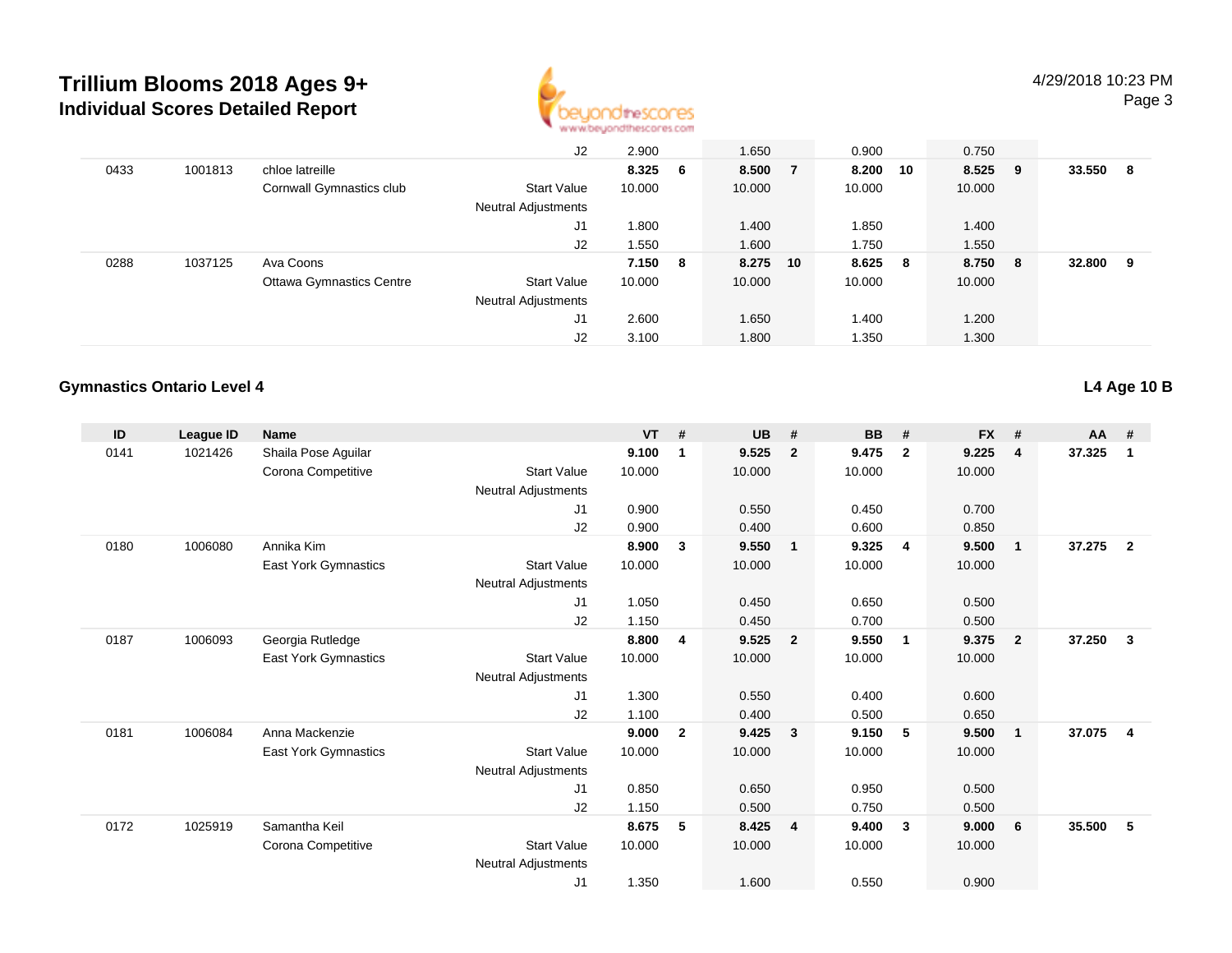| ID | League ID | Name | | VT | # | UB | # | BB | # | FX | # | AA | # |
|---|---|---|---|---|---|---|---|---|---|---|---|---|---|
| | | | J2 | 2.900 | | 1.650 | | 0.900 | | 0.750 | | | |
| 0433 | 1001813 | chloe latreille | | **8.325** | **6** | **8.500** | **7** | **8.200** | **10** | **8.525** | **9** | **33.550** | **8** |
| | | Cornwall Gymnastics club | Start Value | 10.000 | | 10.000 | | 10.000 | | 10.000 | | | |
| | | | Neutral Adjustments | | | | | | | | | | |
| | | | J1 | 1.800 | | 1.400 | | 1.850 | | 1.400 | | | |
| | | | J2 | 1.550 | | 1.600 | | 1.750 | | 1.550 | | | |
| 0288 | 1037125 | Ava Coons | | **7.150** | **8** | **8.275** | **10** | **8.625** | **8** | **8.750** | **8** | **32.800** | **9** |
| | | Ottawa Gymnastics Centre | Start Value | 10.000 | | 10.000 | | 10.000 | | 10.000 | | | |
| | | | Neutral Adjustments | | | | | | | | | | |
| | | | J1 | 2.600 | | 1.650 | | 1.400 | | 1.200 | | | |
| | | | J2 | 3.100 | | 1.800 | | 1.350 | | 1.300 | | | |

### Gymnastics Ontario Level 4

**L4 Age 10 B**

| ID | League ID | Name | | VT | # | UB | # | BB | # | FX | # | AA | # |
|---|---|---|---|---|---|---|---|---|---|---|---|---|---|
| 0141 | 1021426 | Shaila Pose Aguilar | | **9.100** | **1** | **9.525** | **2** | **9.475** | **2** | **9.225** | **4** | **37.325** | **1** |
| | | Corona Competitive | Start Value | 10.000 | | 10.000 | | 10.000 | | 10.000 | | | |
| | | | Neutral Adjustments | | | | | | | | | | |
| | | | J1 | 0.900 | | 0.550 | | 0.450 | | 0.700 | | | |
| | | | J2 | 0.900 | | 0.400 | | 0.600 | | 0.850 | | | |
| 0180 | 1006080 | Annika Kim | | **8.900** | **3** | **9.550** | **1** | **9.325** | **4** | **9.500** | **1** | **37.275** | **2** |
| | | East York Gymnastics | Start Value | 10.000 | | 10.000 | | 10.000 | | 10.000 | | | |
| | | | Neutral Adjustments | | | | | | | | | | |
| | | | J1 | 1.050 | | 0.450 | | 0.650 | | 0.500 | | | |
| | | | J2 | 1.150 | | 0.450 | | 0.700 | | 0.500 | | | |
| 0187 | 1006093 | Georgia Rutledge | | **8.800** | **4** | **9.525** | **2** | **9.550** | **1** | **9.375** | **2** | **37.250** | **3** |
| | | East York Gymnastics | Start Value | 10.000 | | 10.000 | | 10.000 | | 10.000 | | | |
| | | | Neutral Adjustments | | | | | | | | | | |
| | | | J1 | 1.300 | | 0.550 | | 0.400 | | 0.600 | | | |
| | | | J2 | 1.100 | | 0.400 | | 0.500 | | 0.650 | | | |
| 0181 | 1006084 | Anna Mackenzie | | **9.000** | **2** | **9.425** | **3** | **9.150** | **5** | **9.500** | **1** | **37.075** | **4** |
| | | East York Gymnastics | Start Value | 10.000 | | 10.000 | | 10.000 | | 10.000 | | | |
| | | | Neutral Adjustments | | | | | | | | | | |
| | | | J1 | 0.850 | | 0.650 | | 0.950 | | 0.500 | | | |
| | | | J2 | 1.150 | | 0.500 | | 0.750 | | 0.500 | | | |
| 0172 | 1025919 | Samantha Keil | | **8.675** | **5** | **8.425** | **4** | **9.400** | **3** | **9.000** | **6** | **35.500** | **5** |
| | | Corona Competitive | Start Value | 10.000 | | 10.000 | | 10.000 | | 10.000 | | | |
| | | | Neutral Adjustments | | | | | | | | | | |
| | | | J1 | 1.350 | | 1.600 | | 0.550 | | 0.900 | | | |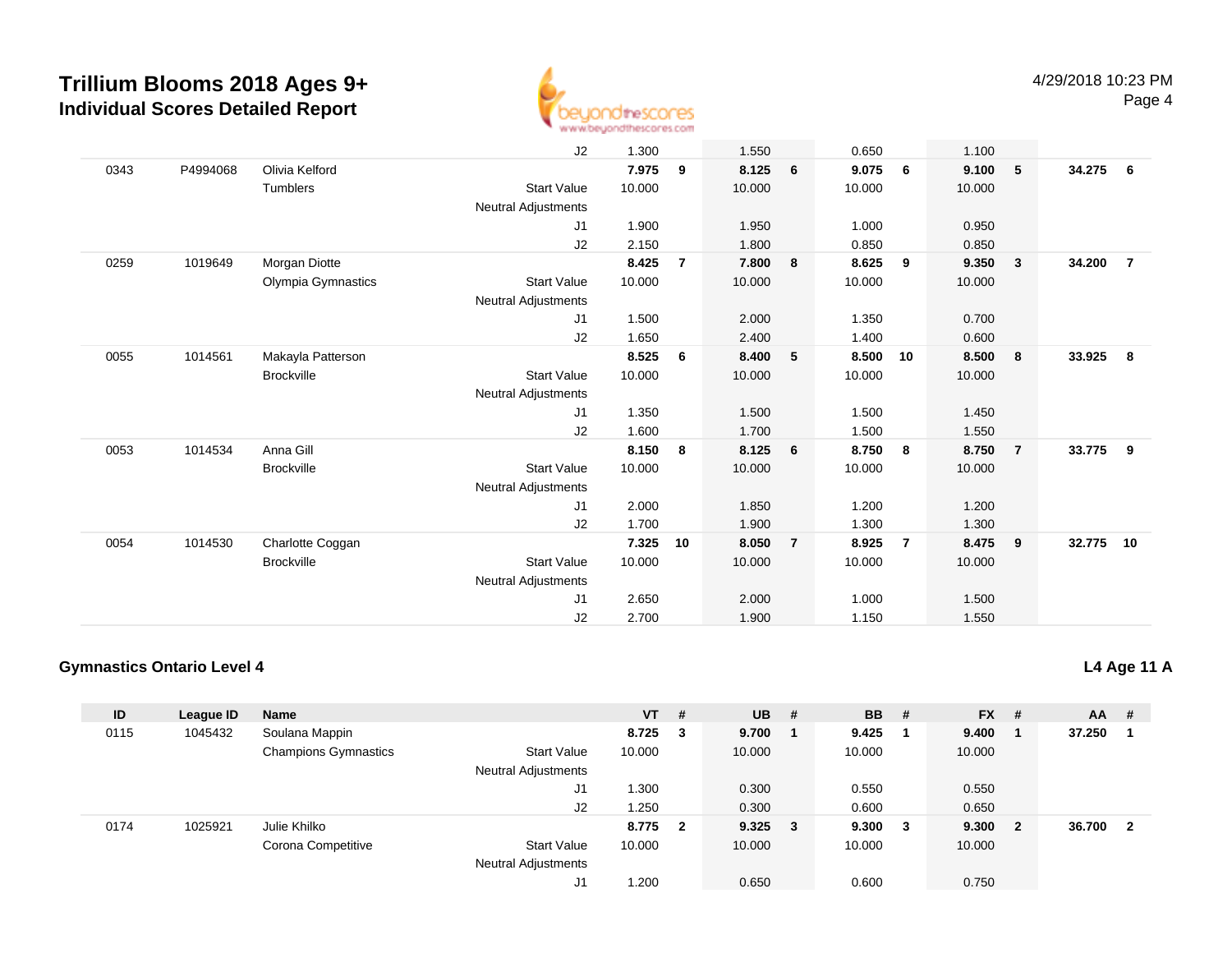# Trillium Blooms 2018 Ages 9+

## Individual Scores Detailed Report

4/29/2018 10:23 PM

| ID | League ID | Name | | VT | # | UB | # | BB | # | FX | # | AA | # |
|---|---|---|---|---|---|---|---|---|---|---|---|---|---|
| | | | J2 | 1.300 | | 1.550 | | 0.650 | | 1.100 | | | |
| 0343 | P4994068 | Olivia Kelford | | 7.975 | 9 | 8.125 | 6 | 9.075 | 6 | 9.100 | 5 | 34.275 | 6 |
| | | Tumblers | Start Value | 10.000 | | 10.000 | | 10.000 | | 10.000 | | | |
| | | | Neutral Adjustments | | | | | | | | | | |
| | | | J1 | 1.900 | | 1.950 | | 1.000 | | 0.950 | | | |
| | | | J2 | 2.150 | | 1.800 | | 0.850 | | 0.850 | | | |
| 0259 | 1019649 | Morgan Diotte | | 8.425 | 7 | 7.800 | 8 | 8.625 | 9 | 9.350 | 3 | 34.200 | 7 |
| | | Olympia Gymnastics | Start Value | 10.000 | | 10.000 | | 10.000 | | 10.000 | | | |
| | | | Neutral Adjustments | | | | | | | | | | |
| | | | J1 | 1.500 | | 2.000 | | 1.350 | | 0.700 | | | |
| | | | J2 | 1.650 | | 2.400 | | 1.400 | | 0.600 | | | |
| 0055 | 1014561 | Makayla Patterson | | 8.525 | 6 | 8.400 | 5 | 8.500 | 10 | 8.500 | 8 | 33.925 | 8 |
| | | Brockville | Start Value | 10.000 | | 10.000 | | 10.000 | | 10.000 | | | |
| | | | Neutral Adjustments | | | | | | | | | | |
| | | | J1 | 1.350 | | 1.500 | | 1.500 | | 1.450 | | | |
| | | | J2 | 1.600 | | 1.700 | | 1.500 | | 1.550 | | | |
| 0053 | 1014534 | Anna Gill | | 8.150 | 8 | 8.125 | 6 | 8.750 | 8 | 8.750 | 7 | 33.775 | 9 |
| | | Brockville | Start Value | 10.000 | | 10.000 | | 10.000 | | 10.000 | | | |
| | | | Neutral Adjustments | | | | | | | | | | |
| | | | J1 | 2.000 | | 1.850 | | 1.200 | | 1.200 | | | |
| | | | J2 | 1.700 | | 1.900 | | 1.300 | | 1.300 | | | |
| 0054 | 1014530 | Charlotte Coggan | | 7.325 | 10 | 8.050 | 7 | 8.925 | 7 | 8.475 | 9 | 32.775 | 10 |
| | | Brockville | Start Value | 10.000 | | 10.000 | | 10.000 | | 10.000 | | | |
| | | | Neutral Adjustments | | | | | | | | | | |
| | | | J1 | 2.650 | | 2.000 | | 1.000 | | 1.500 | | | |
| | | | J2 | 2.700 | | 1.900 | | 1.150 | | 1.550 | | | |

### Gymnastics Ontario Level 4

**L4 Age 11 A**

| ID | League ID | Name | | VT | # | UB | # | BB | # | FX | # | AA | # |
|---|---|---|---|---|---|---|---|---|---|---|---|---|---|
| 0115 | 1045432 | Soulana Mappin | | 8.725 | 3 | 9.700 | 1 | 9.425 | 1 | 9.400 | 1 | 37.250 | 1 |
| | | Champions Gymnastics | Start Value | 10.000 | | 10.000 | | 10.000 | | 10.000 | | | |
| | | | Neutral Adjustments | | | | | | | | | | |
| | | | J1 | 1.300 | | 0.300 | | 0.550 | | 0.550 | | | |
| | | | J2 | 1.250 | | 0.300 | | 0.600 | | 0.650 | | | |
| 0174 | 1025921 | Julie Khilko | | 8.775 | 2 | 9.325 | 3 | 9.300 | 3 | 9.300 | 2 | 36.700 | 2 |
| | | Corona Competitive | Start Value | 10.000 | | 10.000 | | 10.000 | | 10.000 | | | |
| | | | Neutral Adjustments | | | | | | | | | | |
| | | | J1 | 1.200 | | 0.650 | | 0.600 | | 0.750 | | | |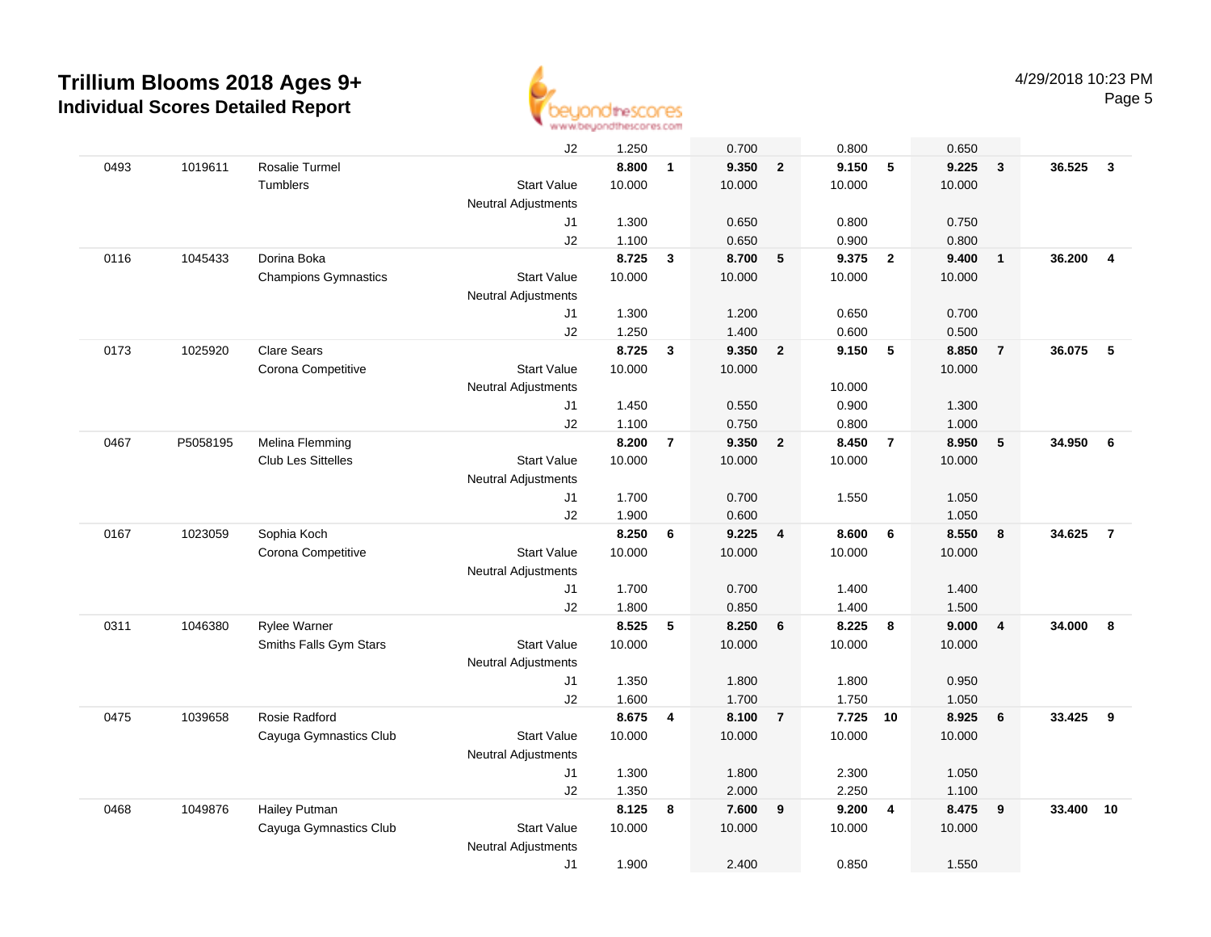# Trillium Blooms 2018 Ages 9+
## Individual Scores Detailed Report

4/29/2018 10:23 PM

| # | ID | Name / Club | | Vault | Rank | Bars | Rank | Beam | Rank | Floor | Rank | AA | Rank |
|---|---|---|---|---|---|---|---|---|---|---|---|---|---|
| | | | J2 | 1.250 | | 0.700 | | 0.800 | | 0.650 | | | |
| 0493 | 1019611 | Rosalie Turmel | | **8.800** | **1** | **9.350** | **2** | **9.150** | **5** | **9.225** | **3** | **36.525** | **3** |
| | | Tumblers | Start Value | 10.000 | | 10.000 | | 10.000 | | 10.000 | | | |
| | | | Neutral Adjustments | | | | | | | | | | |
| | | | J1 | 1.300 | | 0.650 | | 0.800 | | 0.750 | | | |
| | | | J2 | 1.100 | | 0.650 | | 0.900 | | 0.800 | | | |
| 0116 | 1045433 | Dorina Boka | | **8.725** | **3** | **8.700** | **5** | **9.375** | **2** | **9.400** | **1** | **36.200** | **4** |
| | | Champions Gymnastics | Start Value | 10.000 | | 10.000 | | 10.000 | | 10.000 | | | |
| | | | Neutral Adjustments | | | | | | | | | | |
| | | | J1 | 1.300 | | 1.200 | | 0.650 | | 0.700 | | | |
| | | | J2 | 1.250 | | 1.400 | | 0.600 | | 0.500 | | | |
| 0173 | 1025920 | Clare Sears | | **8.725** | **3** | **9.350** | **2** | **9.150** | **5** | **8.850** | **7** | **36.075** | **5** |
| | | Corona Competitive | Start Value | 10.000 | | 10.000 | | | | 10.000 | | | |
| | | | Neutral Adjustments | | | | | 10.000 | | | | | |
| | | | J1 | 1.450 | | 0.550 | | 0.900 | | 1.300 | | | |
| | | | J2 | 1.100 | | 0.750 | | 0.800 | | 1.000 | | | |
| 0467 | P5058195 | Melina Flemming | | **8.200** | **7** | **9.350** | **2** | **8.450** | **7** | **8.950** | **5** | **34.950** | **6** |
| | | Club Les Sittelles | Start Value | 10.000 | | 10.000 | | 10.000 | | 10.000 | | | |
| | | | Neutral Adjustments | | | | | | | | | | |
| | | | J1 | 1.700 | | 0.700 | | 1.550 | | 1.050 | | | |
| | | | J2 | 1.900 | | 0.600 | | | | 1.050 | | | |
| 0167 | 1023059 | Sophia Koch | | **8.250** | **6** | **9.225** | **4** | **8.600** | **6** | **8.550** | **8** | **34.625** | **7** |
| | | Corona Competitive | Start Value | 10.000 | | 10.000 | | 10.000 | | 10.000 | | | |
| | | | Neutral Adjustments | | | | | | | | | | |
| | | | J1 | 1.700 | | 0.700 | | 1.400 | | 1.400 | | | |
| | | | J2 | 1.800 | | 0.850 | | 1.400 | | 1.500 | | | |
| 0311 | 1046380 | Rylee Warner | | **8.525** | **5** | **8.250** | **6** | **8.225** | **8** | **9.000** | **4** | **34.000** | **8** |
| | | Smiths Falls Gym Stars | Start Value | 10.000 | | 10.000 | | 10.000 | | 10.000 | | | |
| | | | Neutral Adjustments | | | | | | | | | | |
| | | | J1 | 1.350 | | 1.800 | | 1.800 | | 0.950 | | | |
| | | | J2 | 1.600 | | 1.700 | | 1.750 | | 1.050 | | | |
| 0475 | 1039658 | Rosie Radford | | **8.675** | **4** | **8.100** | **7** | **7.725** | **10** | **8.925** | **6** | **33.425** | **9** |
| | | Cayuga Gymnastics Club | Start Value | 10.000 | | 10.000 | | 10.000 | | 10.000 | | | |
| | | | Neutral Adjustments | | | | | | | | | | |
| | | | J1 | 1.300 | | 1.800 | | 2.300 | | 1.050 | | | |
| | | | J2 | 1.350 | | 2.000 | | 2.250 | | 1.100 | | | |
| 0468 | 1049876 | Hailey Putman | | **8.125** | **8** | **7.600** | **9** | **9.200** | **4** | **8.475** | **9** | **33.400** | **10** |
| | | Cayuga Gymnastics Club | Start Value | 10.000 | | 10.000 | | 10.000 | | 10.000 | | | |
| | | | Neutral Adjustments | | | | | | | | | | |
| | | | J1 | 1.900 | | 2.400 | | 0.850 | | 1.550 | | | |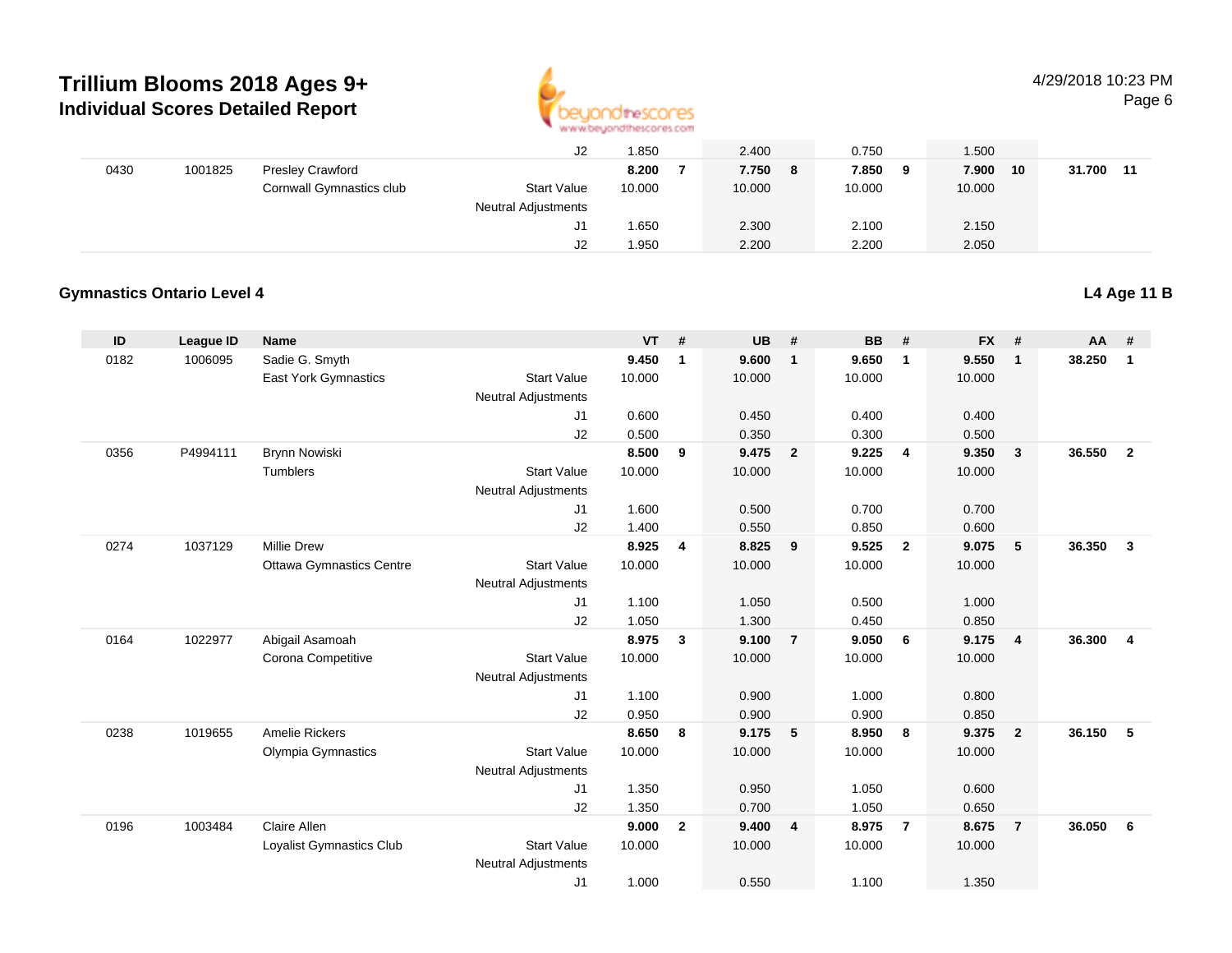# Trillium Blooms 2018 Ages 9+

## Individual Scores Detailed Report

4/29/2018 10:23 PM

| ID | League ID | Name | | VT | # | UB | # | BB | # | FX | # | AA | # |
|---|---|---|---|---|---|---|---|---|---|---|---|---|---|
| | | | J2 | 1.850 | | 2.400 | | 0.750 | | 1.500 | | | |
| 0430 | 1001825 | Presley Crawford | | **8.200** | **7** | **7.750** | **8** | **7.850** | **9** | **7.900** | **10** | **31.700** | **11** |
| | | Cornwall Gymnastics club | Start Value | 10.000 | | 10.000 | | 10.000 | | 10.000 | | | |
| | | | Neutral Adjustments | | | | | | | | | | |
| | | | J1 | 1.650 | | 2.300 | | 2.100 | | 2.150 | | | |
| | | | J2 | 1.950 | | 2.200 | | 2.200 | | 2.050 | | | |

### Gymnastics Ontario Level 4

**L4 Age 11 B**

| ID | League ID | Name | | VT | # | UB | # | BB | # | FX | # | AA | # |
|---|---|---|---|---|---|---|---|---|---|---|---|---|---|
| 0182 | 1006095 | Sadie G. Smyth | | **9.450** | **1** | **9.600** | **1** | **9.650** | **1** | **9.550** | **1** | **38.250** | **1** |
| | | East York Gymnastics | Start Value | 10.000 | | 10.000 | | 10.000 | | 10.000 | | | |
| | | | Neutral Adjustments | | | | | | | | | | |
| | | | J1 | 0.600 | | 0.450 | | 0.400 | | 0.400 | | | |
| | | | J2 | 0.500 | | 0.350 | | 0.300 | | 0.500 | | | |
| 0356 | P4994111 | Brynn Nowiski | | **8.500** | **9** | **9.475** | **2** | **9.225** | **4** | **9.350** | **3** | **36.550** | **2** |
| | | Tumblers | Start Value | 10.000 | | 10.000 | | 10.000 | | 10.000 | | | |
| | | | Neutral Adjustments | | | | | | | | | | |
| | | | J1 | 1.600 | | 0.500 | | 0.700 | | 0.700 | | | |
| | | | J2 | 1.400 | | 0.550 | | 0.850 | | 0.600 | | | |
| 0274 | 1037129 | Millie Drew | | **8.925** | **4** | **8.825** | **9** | **9.525** | **2** | **9.075** | **5** | **36.350** | **3** |
| | | Ottawa Gymnastics Centre | Start Value | 10.000 | | 10.000 | | 10.000 | | 10.000 | | | |
| | | | Neutral Adjustments | | | | | | | | | | |
| | | | J1 | 1.100 | | 1.050 | | 0.500 | | 1.000 | | | |
| | | | J2 | 1.050 | | 1.300 | | 0.450 | | 0.850 | | | |
| 0164 | 1022977 | Abigail Asamoah | | **8.975** | **3** | **9.100** | **7** | **9.050** | **6** | **9.175** | **4** | **36.300** | **4** |
| | | Corona Competitive | Start Value | 10.000 | | 10.000 | | 10.000 | | 10.000 | | | |
| | | | Neutral Adjustments | | | | | | | | | | |
| | | | J1 | 1.100 | | 0.900 | | 1.000 | | 0.800 | | | |
| | | | J2 | 0.950 | | 0.900 | | 0.900 | | 0.850 | | | |
| 0238 | 1019655 | Amelie Rickers | | **8.650** | **8** | **9.175** | **5** | **8.950** | **8** | **9.375** | **2** | **36.150** | **5** |
| | | Olympia Gymnastics | Start Value | 10.000 | | 10.000 | | 10.000 | | 10.000 | | | |
| | | | Neutral Adjustments | | | | | | | | | | |
| | | | J1 | 1.350 | | 0.950 | | 1.050 | | 0.600 | | | |
| | | | J2 | 1.350 | | 0.700 | | 1.050 | | 0.650 | | | |
| 0196 | 1003484 | Claire Allen | | **9.000** | **2** | **9.400** | **4** | **8.975** | **7** | **8.675** | **7** | **36.050** | **6** |
| | | Loyalist Gymnastics Club | Start Value | 10.000 | | 10.000 | | 10.000 | | 10.000 | | | |
| | | | Neutral Adjustments | | | | | | | | | | |
| | | | J1 | 1.000 | | 0.550 | | 1.100 | | 1.350 | | | |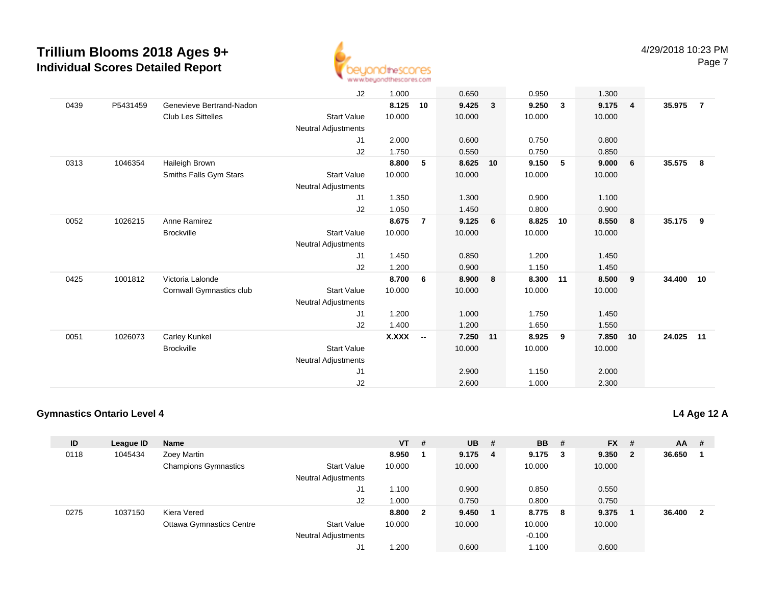# Trillium Blooms 2018 Ages 9+
## Individual Scores Detailed Report

4/29/2018 10:23 PM

| ID | League ID | Name | | VT | # | UB | # | BB | # | FX | # | AA | # |
|---|---|---|---|---|---|---|---|---|---|---|---|---|---|
| | | | J2 | 1.000 | | 0.650 | | 0.950 | | 1.300 | | | |
| 0439 | P5431459 | Genevieve Bertrand-Nadon | | 8.125 | 10 | 9.425 | 3 | 9.250 | 3 | 9.175 | 4 | 35.975 | 7 |
| | | Club Les Sittelles | Start Value | 10.000 | | 10.000 | | 10.000 | | 10.000 | | | |
| | | | Neutral Adjustments | | | | | | | | | | |
| | | | J1 | 2.000 | | 0.600 | | 0.750 | | 0.800 | | | |
| | | | J2 | 1.750 | | 0.550 | | 0.750 | | 0.850 | | | |
| 0313 | 1046354 | Haileigh Brown | | 8.800 | 5 | 8.625 | 10 | 9.150 | 5 | 9.000 | 6 | 35.575 | 8 |
| | | Smiths Falls Gym Stars | Start Value | 10.000 | | 10.000 | | 10.000 | | 10.000 | | | |
| | | | Neutral Adjustments | | | | | | | | | | |
| | | | J1 | 1.350 | | 1.300 | | 0.900 | | 1.100 | | | |
| | | | J2 | 1.050 | | 1.450 | | 0.800 | | 0.900 | | | |
| 0052 | 1026215 | Anne Ramirez | | 8.675 | 7 | 9.125 | 6 | 8.825 | 10 | 8.550 | 8 | 35.175 | 9 |
| | | Brockville | Start Value | 10.000 | | 10.000 | | 10.000 | | 10.000 | | | |
| | | | Neutral Adjustments | | | | | | | | | | |
| | | | J1 | 1.450 | | 0.850 | | 1.200 | | 1.450 | | | |
| | | | J2 | 1.200 | | 0.900 | | 1.150 | | 1.450 | | | |
| 0425 | 1001812 | Victoria Lalonde | | 8.700 | 6 | 8.900 | 8 | 8.300 | 11 | 8.500 | 9 | 34.400 | 10 |
| | | Cornwall Gymnastics club | Start Value | 10.000 | | 10.000 | | 10.000 | | 10.000 | | | |
| | | | Neutral Adjustments | | | | | | | | | | |
| | | | J1 | 1.200 | | 1.000 | | 1.750 | | 1.450 | | | |
| | | | J2 | 1.400 | | 1.200 | | 1.650 | | 1.550 | | | |
| 0051 | 1026073 | Carley Kunkel | | X.XXX | -- | 7.250 | 11 | 8.925 | 9 | 7.850 | 10 | 24.025 | 11 |
| | | Brockville | Start Value | | | 10.000 | | 10.000 | | 10.000 | | | |
| | | | Neutral Adjustments | | | | | | | | | | |
| | | | J1 | | | 2.900 | | 1.150 | | 2.000 | | | |
| | | | J2 | | | 2.600 | | 1.000 | | 2.300 | | | |

### Gymnastics Ontario Level 4

**L4 Age 12 A**

| ID | League ID | Name | | VT | # | UB | # | BB | # | FX | # | AA | # |
|---|---|---|---|---|---|---|---|---|---|---|---|---|---|
| 0118 | 1045434 | Zoey Martin | | 8.950 | 1 | 9.175 | 4 | 9.175 | 3 | 9.350 | 2 | 36.650 | 1 |
| | | Champions Gymnastics | Start Value | 10.000 | | 10.000 | | 10.000 | | 10.000 | | | |
| | | | Neutral Adjustments | | | | | | | | | | |
| | | | J1 | 1.100 | | 0.900 | | 0.850 | | 0.550 | | | |
| | | | J2 | 1.000 | | 0.750 | | 0.800 | | 0.750 | | | |
| 0275 | 1037150 | Kiera Vered | | 8.800 | 2 | 9.450 | 1 | 8.775 | 8 | 9.375 | 1 | 36.400 | 2 |
| | | Ottawa Gymnastics Centre | Start Value | 10.000 | | 10.000 | | 10.000 | | 10.000 | | | |
| | | | Neutral Adjustments | | | | | -0.100 | | | | | |
| | | | J1 | 1.200 | | 0.600 | | 1.100 | | 0.600 | | | |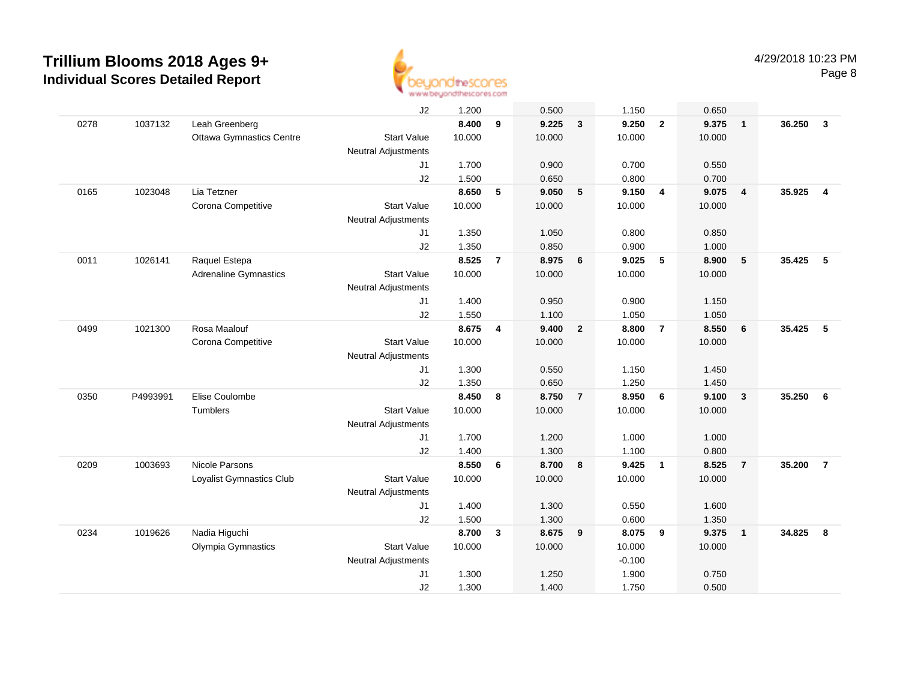# Trillium Blooms 2018 Ages 9+

## Individual Scores Detailed Report

4/29/2018 10:23 PM

| | | | | | | | | | | | | | |
|---|---|---|---|---|---|---|---|---|---|---|---|---|---|
| | | | J2 | 1.200 | | 0.500 | | 1.150 | | 0.650 | | | |
| 0278 | 1037132 | Leah Greenberg | | **8.400** | **9** | **9.225** | **3** | **9.250** | **2** | **9.375** | **1** | **36.250** | **3** |
| | | Ottawa Gymnastics Centre | Start Value | 10.000 | | 10.000 | | 10.000 | | 10.000 | | | |
| | | | Neutral Adjustments | | | | | | | | | | |
| | | | J1 | 1.700 | | 0.900 | | 0.700 | | 0.550 | | | |
| | | | J2 | 1.500 | | 0.650 | | 0.800 | | 0.700 | | | |
| 0165 | 1023048 | Lia Tetzner | | **8.650** | **5** | **9.050** | **5** | **9.150** | **4** | **9.075** | **4** | **35.925** | **4** |
| | | Corona Competitive | Start Value | 10.000 | | 10.000 | | 10.000 | | 10.000 | | | |
| | | | Neutral Adjustments | | | | | | | | | | |
| | | | J1 | 1.350 | | 1.050 | | 0.800 | | 0.850 | | | |
| | | | J2 | 1.350 | | 0.850 | | 0.900 | | 1.000 | | | |
| 0011 | 1026141 | Raquel Estepa | | **8.525** | **7** | **8.975** | **6** | **9.025** | **5** | **8.900** | **5** | **35.425** | **5** |
| | | Adrenaline Gymnastics | Start Value | 10.000 | | 10.000 | | 10.000 | | 10.000 | | | |
| | | | Neutral Adjustments | | | | | | | | | | |
| | | | J1 | 1.400 | | 0.950 | | 0.900 | | 1.150 | | | |
| | | | J2 | 1.550 | | 1.100 | | 1.050 | | 1.050 | | | |
| 0499 | 1021300 | Rosa Maalouf | | **8.675** | **4** | **9.400** | **2** | **8.800** | **7** | **8.550** | **6** | **35.425** | **5** |
| | | Corona Competitive | Start Value | 10.000 | | 10.000 | | 10.000 | | 10.000 | | | |
| | | | Neutral Adjustments | | | | | | | | | | |
| | | | J1 | 1.300 | | 0.550 | | 1.150 | | 1.450 | | | |
| | | | J2 | 1.350 | | 0.650 | | 1.250 | | 1.450 | | | |
| 0350 | P4993991 | Elise Coulombe | | **8.450** | **8** | **8.750** | **7** | **8.950** | **6** | **9.100** | **3** | **35.250** | **6** |
| | | Tumblers | Start Value | 10.000 | | 10.000 | | 10.000 | | 10.000 | | | |
| | | | Neutral Adjustments | | | | | | | | | | |
| | | | J1 | 1.700 | | 1.200 | | 1.000 | | 1.000 | | | |
| | | | J2 | 1.400 | | 1.300 | | 1.100 | | 0.800 | | | |
| 0209 | 1003693 | Nicole Parsons | | **8.550** | **6** | **8.700** | **8** | **9.425** | **1** | **8.525** | **7** | **35.200** | **7** |
| | | Loyalist Gymnastics Club | Start Value | 10.000 | | 10.000 | | 10.000 | | 10.000 | | | |
| | | | Neutral Adjustments | | | | | | | | | | |
| | | | J1 | 1.400 | | 1.300 | | 0.550 | | 1.600 | | | |
| | | | J2 | 1.500 | | 1.300 | | 0.600 | | 1.350 | | | |
| 0234 | 1019626 | Nadia Higuchi | | **8.700** | **3** | **8.675** | **9** | **8.075** | **9** | **9.375** | **1** | **34.825** | **8** |
| | | Olympia Gymnastics | Start Value | 10.000 | | 10.000 | | 10.000 | | 10.000 | | | |
| | | | Neutral Adjustments | | | | | -0.100 | | | | | |
| | | | J1 | 1.300 | | 1.250 | | 1.900 | | 0.750 | | | |
| | | | J2 | 1.300 | | 1.400 | | 1.750 | | 0.500 | | | |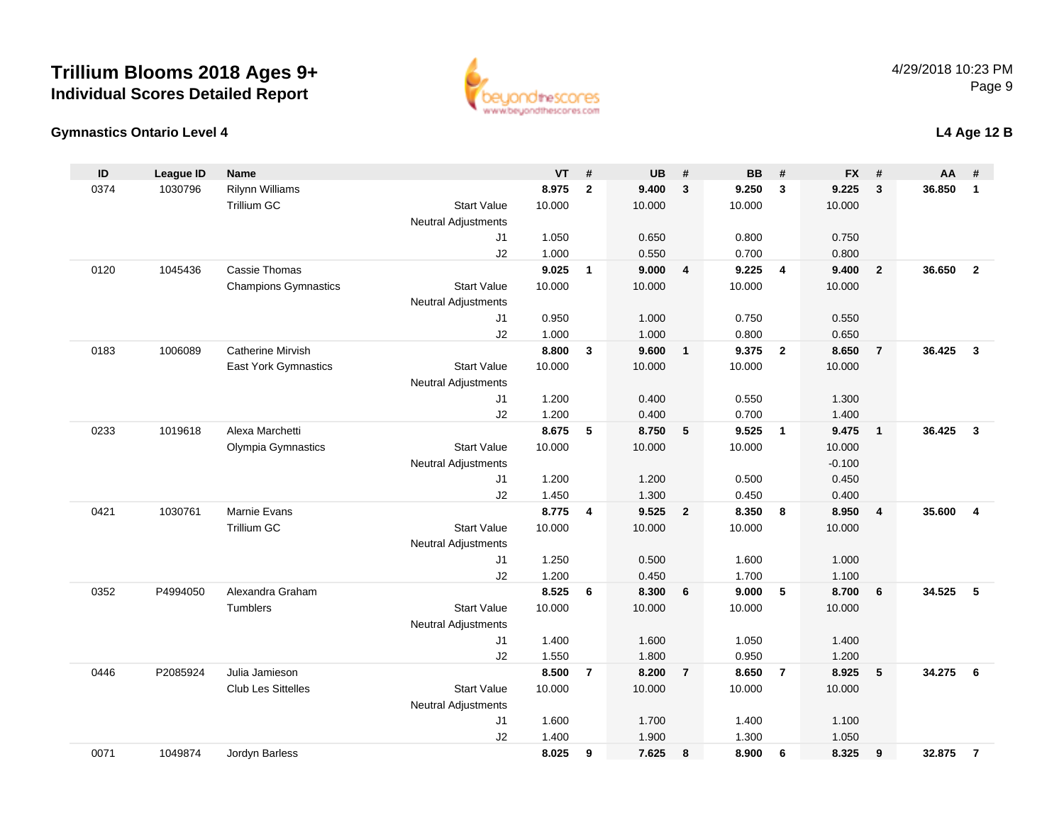# Trillium Blooms 2018 Ages 9+

## Individual Scores Detailed Report

4/29/2018 10:23 PM

### Gymnastics Ontario Level 4

### L4 Age 12 B

| ID | League ID | Name | | VT | # | UB | # | BB | # | FX | # | AA | # |
|---|---|---|---|---|---|---|---|---|---|---|---|---|---|
| 0374 | 1030796 | Rilynn Williams | | **8.975** | **2** | **9.400** | **3** | **9.250** | **3** | **9.225** | **3** | **36.850** | **1** |
| | | Trillium GC | Start Value | 10.000 | | 10.000 | | 10.000 | | 10.000 | | | |
| | | | Neutral Adjustments | | | | | | | | | | |
| | | | J1 | 1.050 | | 0.650 | | 0.800 | | 0.750 | | | |
| | | | J2 | 1.000 | | 0.550 | | 0.700 | | 0.800 | | | |
| 0120 | 1045436 | Cassie Thomas | | **9.025** | **1** | **9.000** | **4** | **9.225** | **4** | **9.400** | **2** | **36.650** | **2** |
| | | Champions Gymnastics | Start Value | 10.000 | | 10.000 | | 10.000 | | 10.000 | | | |
| | | | Neutral Adjustments | | | | | | | | | | |
| | | | J1 | 0.950 | | 1.000 | | 0.750 | | 0.550 | | | |
| | | | J2 | 1.000 | | 1.000 | | 0.800 | | 0.650 | | | |
| 0183 | 1006089 | Catherine Mirvish | | **8.800** | **3** | **9.600** | **1** | **9.375** | **2** | **8.650** | **7** | **36.425** | **3** |
| | | East York Gymnastics | Start Value | 10.000 | | 10.000 | | 10.000 | | 10.000 | | | |
| | | | Neutral Adjustments | | | | | | | | | | |
| | | | J1 | 1.200 | | 0.400 | | 0.550 | | 1.300 | | | |
| | | | J2 | 1.200 | | 0.400 | | 0.700 | | 1.400 | | | |
| 0233 | 1019618 | Alexa Marchetti | | **8.675** | **5** | **8.750** | **5** | **9.525** | **1** | **9.475** | **1** | **36.425** | **3** |
| | | Olympia Gymnastics | Start Value | 10.000 | | 10.000 | | 10.000 | | 10.000 | | | |
| | | | Neutral Adjustments | | | | | | | -0.100 | | | |
| | | | J1 | 1.200 | | 1.200 | | 0.500 | | 0.450 | | | |
| | | | J2 | 1.450 | | 1.300 | | 0.450 | | 0.400 | | | |
| 0421 | 1030761 | Marnie Evans | | **8.775** | **4** | **9.525** | **2** | **8.350** | **8** | **8.950** | **4** | **35.600** | **4** |
| | | Trillium GC | Start Value | 10.000 | | 10.000 | | 10.000 | | 10.000 | | | |
| | | | Neutral Adjustments | | | | | | | | | | |
| | | | J1 | 1.250 | | 0.500 | | 1.600 | | 1.000 | | | |
| | | | J2 | 1.200 | | 0.450 | | 1.700 | | 1.100 | | | |
| 0352 | P4994050 | Alexandra Graham | | **8.525** | **6** | **8.300** | **6** | **9.000** | **5** | **8.700** | **6** | **34.525** | **5** |
| | | Tumblers | Start Value | 10.000 | | 10.000 | | 10.000 | | 10.000 | | | |
| | | | Neutral Adjustments | | | | | | | | | | |
| | | | J1 | 1.400 | | 1.600 | | 1.050 | | 1.400 | | | |
| | | | J2 | 1.550 | | 1.800 | | 0.950 | | 1.200 | | | |
| 0446 | P2085924 | Julia Jamieson | | **8.500** | **7** | **8.200** | **7** | **8.650** | **7** | **8.925** | **5** | **34.275** | **6** |
| | | Club Les Sittelles | Start Value | 10.000 | | 10.000 | | 10.000 | | 10.000 | | | |
| | | | Neutral Adjustments | | | | | | | | | | |
| | | | J1 | 1.600 | | 1.700 | | 1.400 | | 1.100 | | | |
| | | | J2 | 1.400 | | 1.900 | | 1.300 | | 1.050 | | | |
| 0071 | 1049874 | Jordyn Barless | | **8.025** | **9** | **7.625** | **8** | **8.900** | **6** | **8.325** | **9** | **32.875** | **7** |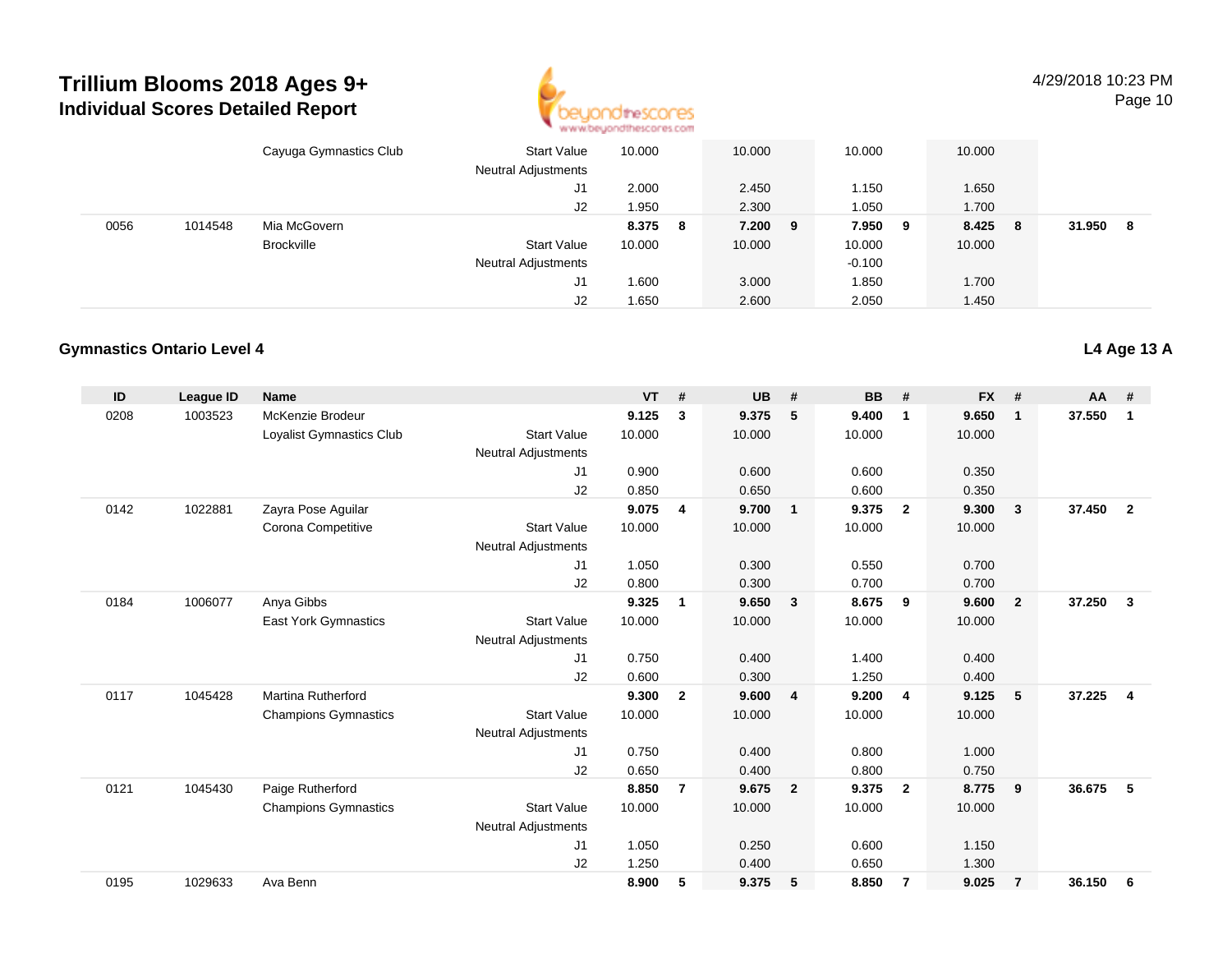# Trillium Blooms 2018 Ages 9+
## Individual Scores Detailed Report

4/29/2018 10:23 PM

| ID | League ID | Name | | VT | # | UB | # | BB | # | FX | # | AA | # |
|---|---|---|---|---|---|---|---|---|---|---|---|---|---|
| | | Cayuga Gymnastics Club | Start Value | 10.000 | | 10.000 | | 10.000 | | 10.000 | | | |
| | | | Neutral Adjustments | | | | | | | | | | |
| | | | J1 | 2.000 | | 2.450 | | 1.150 | | 1.650 | | | |
| | | | J2 | 1.950 | | 2.300 | | 1.050 | | 1.700 | | | |
| 0056 | 1014548 | Mia McGovern | | **8.375** | **8** | **7.200** | **9** | **7.950** | **9** | **8.425** | **8** | **31.950** | **8** |
| | | Brockville | Start Value | 10.000 | | 10.000 | | 10.000 | | 10.000 | | | |
| | | | Neutral Adjustments | | | | | -0.100 | | | | | |
| | | | J1 | 1.600 | | 3.000 | | 1.850 | | 1.700 | | | |
| | | | J2 | 1.650 | | 2.600 | | 2.050 | | 1.450 | | | |

### Gymnastics Ontario Level 4

**L4 Age 13 A**

| ID | League ID | Name | | VT | # | UB | # | BB | # | FX | # | AA | # |
|---|---|---|---|---|---|---|---|---|---|---|---|---|---|
| 0208 | 1003523 | McKenzie Brodeur | | **9.125** | **3** | **9.375** | **5** | **9.400** | **1** | **9.650** | **1** | **37.550** | **1** |
| | | Loyalist Gymnastics Club | Start Value | 10.000 | | 10.000 | | 10.000 | | 10.000 | | | |
| | | | Neutral Adjustments | | | | | | | | | | |
| | | | J1 | 0.900 | | 0.600 | | 0.600 | | 0.350 | | | |
| | | | J2 | 0.850 | | 0.650 | | 0.600 | | 0.350 | | | |
| 0142 | 1022881 | Zayra Pose Aguilar | | **9.075** | **4** | **9.700** | **1** | **9.375** | **2** | **9.300** | **3** | **37.450** | **2** |
| | | Corona Competitive | Start Value | 10.000 | | 10.000 | | 10.000 | | 10.000 | | | |
| | | | Neutral Adjustments | | | | | | | | | | |
| | | | J1 | 1.050 | | 0.300 | | 0.550 | | 0.700 | | | |
| | | | J2 | 0.800 | | 0.300 | | 0.700 | | 0.700 | | | |
| 0184 | 1006077 | Anya Gibbs | | **9.325** | **1** | **9.650** | **3** | **8.675** | **9** | **9.600** | **2** | **37.250** | **3** |
| | | East York Gymnastics | Start Value | 10.000 | | 10.000 | | 10.000 | | 10.000 | | | |
| | | | Neutral Adjustments | | | | | | | | | | |
| | | | J1 | 0.750 | | 0.400 | | 1.400 | | 0.400 | | | |
| | | | J2 | 0.600 | | 0.300 | | 1.250 | | 0.400 | | | |
| 0117 | 1045428 | Martina Rutherford | | **9.300** | **2** | **9.600** | **4** | **9.200** | **4** | **9.125** | **5** | **37.225** | **4** |
| | | Champions Gymnastics | Start Value | 10.000 | | 10.000 | | 10.000 | | 10.000 | | | |
| | | | Neutral Adjustments | | | | | | | | | | |
| | | | J1 | 0.750 | | 0.400 | | 0.800 | | 1.000 | | | |
| | | | J2 | 0.650 | | 0.400 | | 0.800 | | 0.750 | | | |
| 0121 | 1045430 | Paige Rutherford | | **8.850** | **7** | **9.675** | **2** | **9.375** | **2** | **8.775** | **9** | **36.675** | **5** |
| | | Champions Gymnastics | Start Value | 10.000 | | 10.000 | | 10.000 | | 10.000 | | | |
| | | | Neutral Adjustments | | | | | | | | | | |
| | | | J1 | 1.050 | | 0.250 | | 0.600 | | 1.150 | | | |
| | | | J2 | 1.250 | | 0.400 | | 0.650 | | 1.300 | | | |
| 0195 | 1029633 | Ava Benn | | **8.900** | **5** | **9.375** | **5** | **8.850** | **7** | **9.025** | **7** | **36.150** | **6** |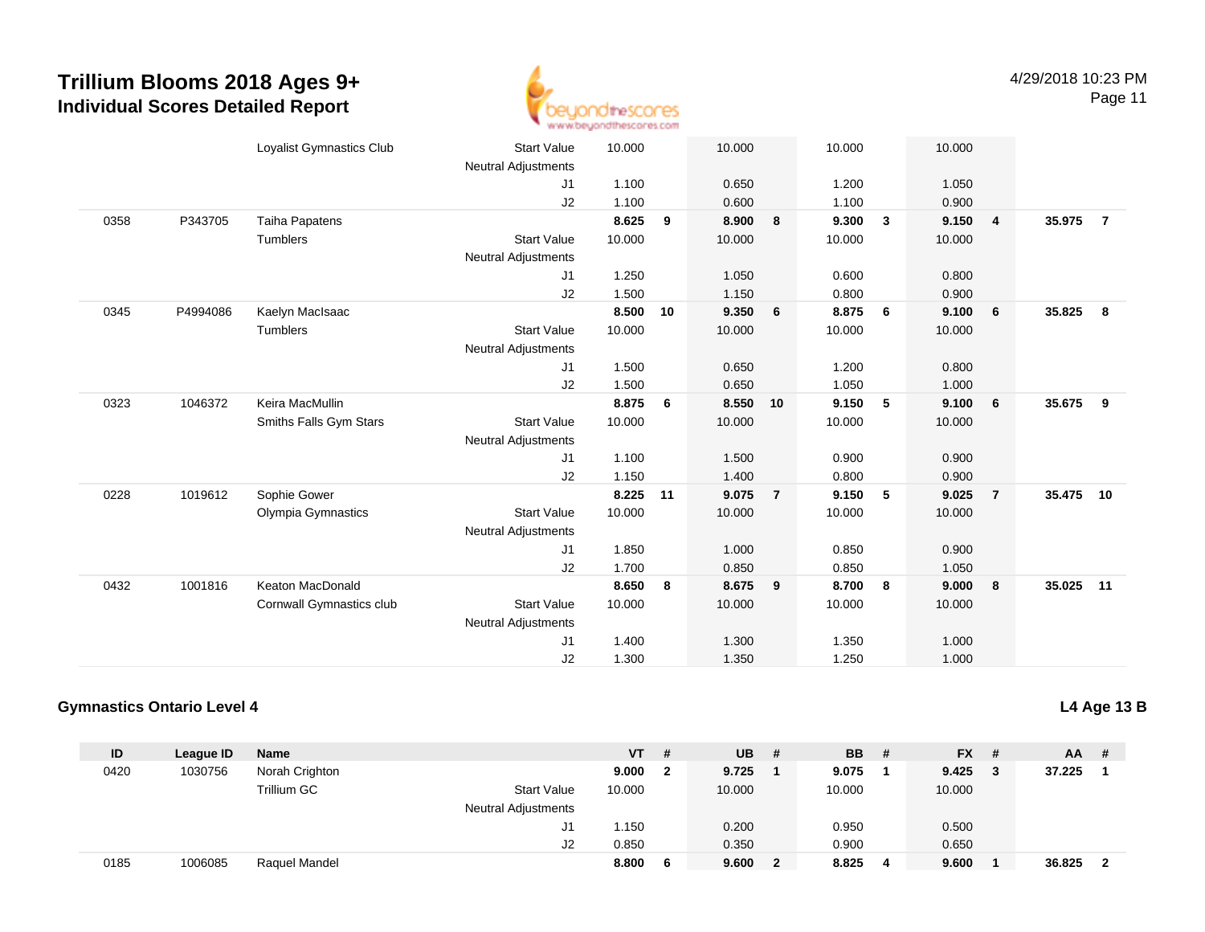# Trillium Blooms 2018 Ages 9+
## Individual Scores Detailed Report

4/29/2018 10:23 PM

| ID | League ID | Name | | VT | # | UB | # | BB | # | FX | # | AA | # |
|---|---|---|---|---|---|---|---|---|---|---|---|---|---|
| | | Loyalist Gymnastics Club | Start Value | 10.000 | | 10.000 | | 10.000 | | 10.000 | | | |
| | | | Neutral Adjustments | | | | | | | | | | |
| | | | J1 | 1.100 | | 0.650 | | 1.200 | | 1.050 | | | |
| | | | J2 | 1.100 | | 0.600 | | 1.100 | | 0.900 | | | |
| 0358 | P343705 | Taiha Papatens | | **8.625** | **9** | **8.900** | **8** | **9.300** | **3** | **9.150** | **4** | **35.975** | **7** |
| | | Tumblers | Start Value | 10.000 | | 10.000 | | 10.000 | | 10.000 | | | |
| | | | Neutral Adjustments | | | | | | | | | | |
| | | | J1 | 1.250 | | 1.050 | | 0.600 | | 0.800 | | | |
| | | | J2 | 1.500 | | 1.150 | | 0.800 | | 0.900 | | | |
| 0345 | P4994086 | Kaelyn MacIsaac | | **8.500** | **10** | **9.350** | **6** | **8.875** | **6** | **9.100** | **6** | **35.825** | **8** |
| | | Tumblers | Start Value | 10.000 | | 10.000 | | 10.000 | | 10.000 | | | |
| | | | Neutral Adjustments | | | | | | | | | | |
| | | | J1 | 1.500 | | 0.650 | | 1.200 | | 0.800 | | | |
| | | | J2 | 1.500 | | 0.650 | | 1.050 | | 1.000 | | | |
| 0323 | 1046372 | Keira MacMullin | | **8.875** | **6** | **8.550** | **10** | **9.150** | **5** | **9.100** | **6** | **35.675** | **9** |
| | | Smiths Falls Gym Stars | Start Value | 10.000 | | 10.000 | | 10.000 | | 10.000 | | | |
| | | | Neutral Adjustments | | | | | | | | | | |
| | | | J1 | 1.100 | | 1.500 | | 0.900 | | 0.900 | | | |
| | | | J2 | 1.150 | | 1.400 | | 0.800 | | 0.900 | | | |
| 0228 | 1019612 | Sophie Gower | | **8.225** | **11** | **9.075** | **7** | **9.150** | **5** | **9.025** | **7** | **35.475** | **10** |
| | | Olympia Gymnastics | Start Value | 10.000 | | 10.000 | | 10.000 | | 10.000 | | | |
| | | | Neutral Adjustments | | | | | | | | | | |
| | | | J1 | 1.850 | | 1.000 | | 0.850 | | 0.900 | | | |
| | | | J2 | 1.700 | | 0.850 | | 0.850 | | 1.050 | | | |
| 0432 | 1001816 | Keaton MacDonald | | **8.650** | **8** | **8.675** | **9** | **8.700** | **8** | **9.000** | **8** | **35.025** | **11** |
| | | Cornwall Gymnastics club | Start Value | 10.000 | | 10.000 | | 10.000 | | 10.000 | | | |
| | | | Neutral Adjustments | | | | | | | | | | |
| | | | J1 | 1.400 | | 1.300 | | 1.350 | | 1.000 | | | |
| | | | J2 | 1.300 | | 1.350 | | 1.250 | | 1.000 | | | |

### Gymnastics Ontario Level 4

**L4 Age 13 B**

| ID | League ID | Name | | VT | # | UB | # | BB | # | FX | # | AA | # |
|---|---|---|---|---|---|---|---|---|---|---|---|---|---|
| 0420 | 1030756 | Norah Crighton | | **9.000** | **2** | **9.725** | **1** | **9.075** | **1** | **9.425** | **3** | **37.225** | **1** |
| | | Trillium GC | Start Value | 10.000 | | 10.000 | | 10.000 | | 10.000 | | | |
| | | | Neutral Adjustments | | | | | | | | | | |
| | | | J1 | 1.150 | | 0.200 | | 0.950 | | 0.500 | | | |
| | | | J2 | 0.850 | | 0.350 | | 0.900 | | 0.650 | | | |
| 0185 | 1006085 | Raquel Mandel | | **8.800** | **6** | **9.600** | **2** | **8.825** | **4** | **9.600** | **1** | **36.825** | **2** |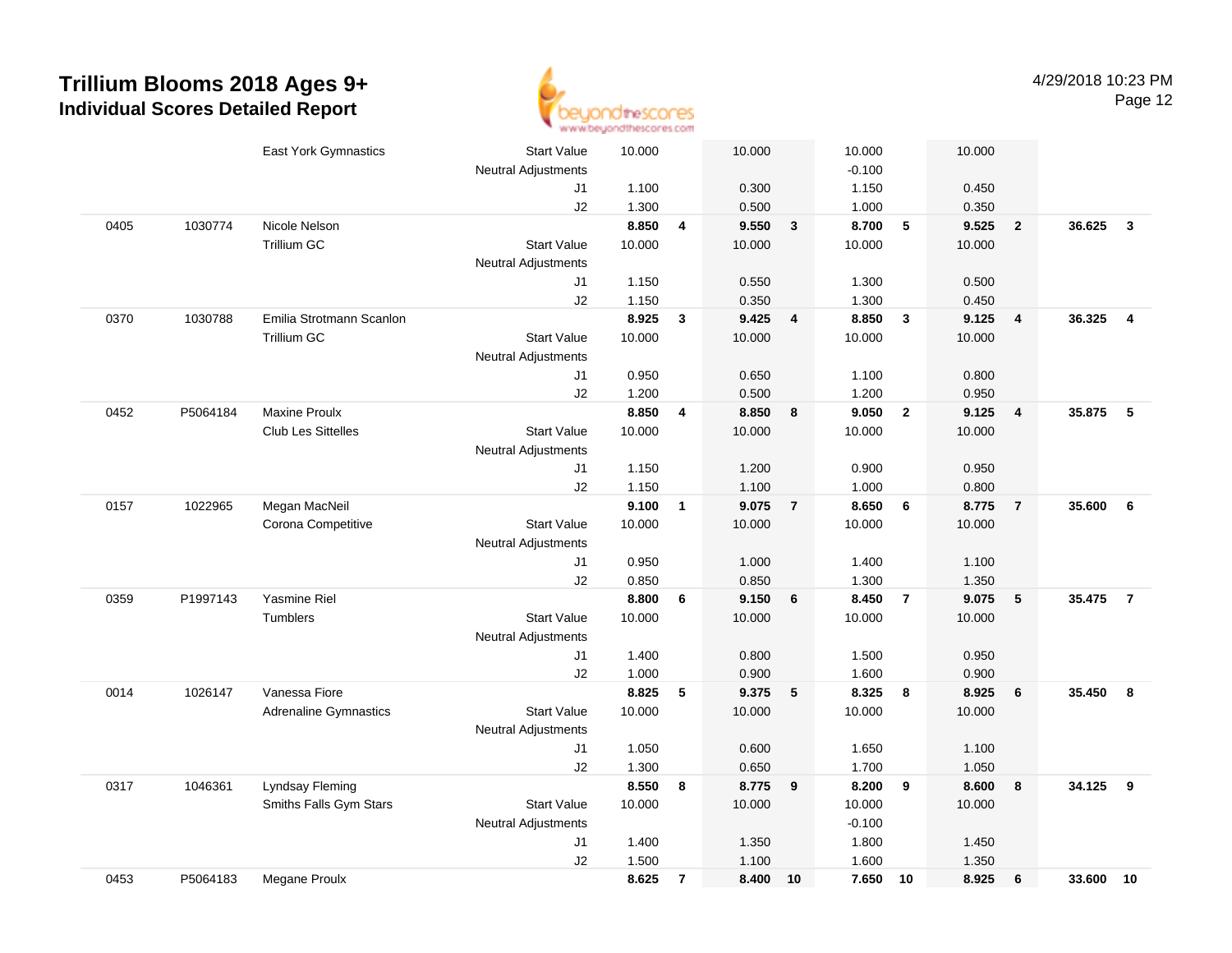# Trillium Blooms 2018 Ages 9+
## Individual Scores Detailed Report

4/29/2018 10:23 PM

| Bib | ID | Name / Club | | Vault | Rank | Bars | Rank | Beam | Rank | Floor | Rank | AA | Rank |
|---|---|---|---|---|---|---|---|---|---|---|---|---|---|
| | | East York Gymnastics | Start Value | 10.000 | | 10.000 | | 10.000 | | 10.000 | | | |
| | | | Neutral Adjustments | | | | | -0.100 | | | | | |
| | | | J1 | 1.100 | | 0.300 | | 1.150 | | 0.450 | | | |
| | | | J2 | 1.300 | | 0.500 | | 1.000 | | 0.350 | | | |
| 0405 | 1030774 | Nicole Nelson | | 8.850 | 4 | 9.550 | 3 | 8.700 | 5 | 9.525 | 2 | 36.625 | 3 |
| | | Trillium GC | Start Value | 10.000 | | 10.000 | | 10.000 | | 10.000 | | | |
| | | | Neutral Adjustments | | | | | | | | | | |
| | | | J1 | 1.150 | | 0.550 | | 1.300 | | 0.500 | | | |
| | | | J2 | 1.150 | | 0.350 | | 1.300 | | 0.450 | | | |
| 0370 | 1030788 | Emilia Strotmann Scanlon | | 8.925 | 3 | 9.425 | 4 | 8.850 | 3 | 9.125 | 4 | 36.325 | 4 |
| | | Trillium GC | Start Value | 10.000 | | 10.000 | | 10.000 | | 10.000 | | | |
| | | | Neutral Adjustments | | | | | | | | | | |
| | | | J1 | 0.950 | | 0.650 | | 1.100 | | 0.800 | | | |
| | | | J2 | 1.200 | | 0.500 | | 1.200 | | 0.950 | | | |
| 0452 | P5064184 | Maxine Proulx | | 8.850 | 4 | 8.850 | 8 | 9.050 | 2 | 9.125 | 4 | 35.875 | 5 |
| | | Club Les Sittelles | Start Value | 10.000 | | 10.000 | | 10.000 | | 10.000 | | | |
| | | | Neutral Adjustments | | | | | | | | | | |
| | | | J1 | 1.150 | | 1.200 | | 0.900 | | 0.950 | | | |
| | | | J2 | 1.150 | | 1.100 | | 1.000 | | 0.800 | | | |
| 0157 | 1022965 | Megan MacNeil | | 9.100 | 1 | 9.075 | 7 | 8.650 | 6 | 8.775 | 7 | 35.600 | 6 |
| | | Corona Competitive | Start Value | 10.000 | | 10.000 | | 10.000 | | 10.000 | | | |
| | | | Neutral Adjustments | | | | | | | | | | |
| | | | J1 | 0.950 | | 1.000 | | 1.400 | | 1.100 | | | |
| | | | J2 | 0.850 | | 0.850 | | 1.300 | | 1.350 | | | |
| 0359 | P1997143 | Yasmine Riel | | 8.800 | 6 | 9.150 | 6 | 8.450 | 7 | 9.075 | 5 | 35.475 | 7 |
| | | Tumblers | Start Value | 10.000 | | 10.000 | | 10.000 | | 10.000 | | | |
| | | | Neutral Adjustments | | | | | | | | | | |
| | | | J1 | 1.400 | | 0.800 | | 1.500 | | 0.950 | | | |
| | | | J2 | 1.000 | | 0.900 | | 1.600 | | 0.900 | | | |
| 0014 | 1026147 | Vanessa Fiore | | 8.825 | 5 | 9.375 | 5 | 8.325 | 8 | 8.925 | 6 | 35.450 | 8 |
| | | Adrenaline Gymnastics | Start Value | 10.000 | | 10.000 | | 10.000 | | 10.000 | | | |
| | | | Neutral Adjustments | | | | | | | | | | |
| | | | J1 | 1.050 | | 0.600 | | 1.650 | | 1.100 | | | |
| | | | J2 | 1.300 | | 0.650 | | 1.700 | | 1.050 | | | |
| 0317 | 1046361 | Lyndsay Fleming | | 8.550 | 8 | 8.775 | 9 | 8.200 | 9 | 8.600 | 8 | 34.125 | 9 |
| | | Smiths Falls Gym Stars | Start Value | 10.000 | | 10.000 | | 10.000 | | 10.000 | | | |
| | | | Neutral Adjustments | | | | | -0.100 | | | | | |
| | | | J1 | 1.400 | | 1.350 | | 1.800 | | 1.450 | | | |
| | | | J2 | 1.500 | | 1.100 | | 1.600 | | 1.350 | | | |
| 0453 | P5064183 | Megane Proulx | | 8.625 | 7 | 8.400 | 10 | 7.650 | 10 | 8.925 | 6 | 33.600 | 10 |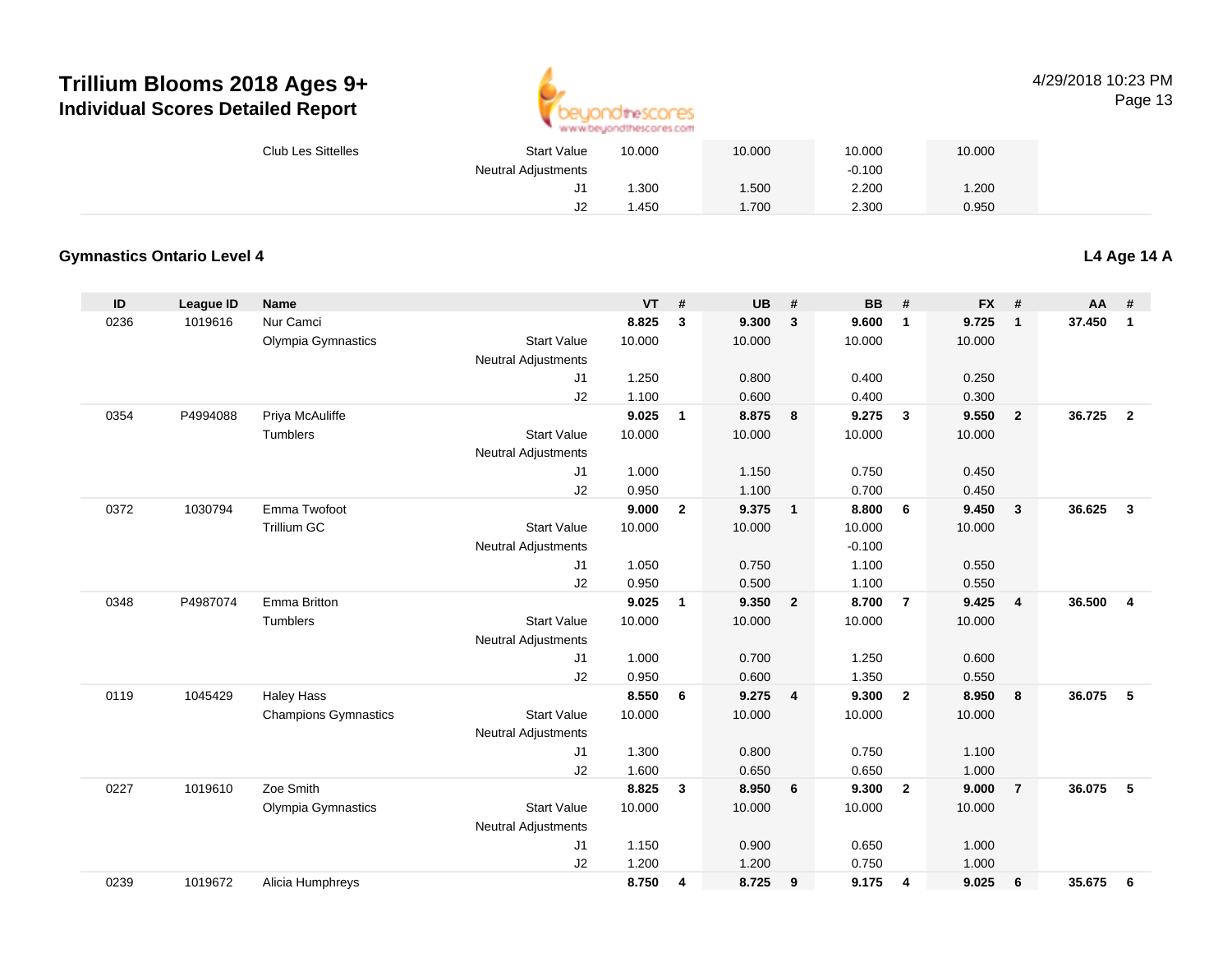# Trillium Blooms 2018 Ages 9+
## Individual Scores Detailed Report

4/29/2018 10:23 PM

| | | | | VT | UB | BB | FX |
|---|---|---|---|---|---|---|---|
| | | Club Les Sittelles | Start Value | 10.000 | 10.000 | 10.000 | 10.000 |
| | | | Neutral Adjustments | | | -0.100 | |
| | | | J1 | 1.300 | 1.500 | 2.200 | 1.200 |
| | | | J2 | 1.450 | 1.700 | 2.300 | 0.950 |

### Gymnastics Ontario Level 4

**L4 Age 14 A**

| ID | League ID | Name | | VT | # | UB | # | BB | # | FX | # | AA | # |
|---|---|---|---|---|---|---|---|---|---|---|---|---|---|
| 0236 | 1019616 | Nur Camci | | **8.825** | **3** | **9.300** | **3** | **9.600** | **1** | **9.725** | **1** | **37.450** | **1** |
| | | Olympia Gymnastics | Start Value | 10.000 | | 10.000 | | 10.000 | | 10.000 | | | |
| | | | Neutral Adjustments | | | | | | | | | | |
| | | | J1 | 1.250 | | 0.800 | | 0.400 | | 0.250 | | | |
| | | | J2 | 1.100 | | 0.600 | | 0.400 | | 0.300 | | | |
| 0354 | P4994088 | Priya McAuliffe | | **9.025** | **1** | **8.875** | **8** | **9.275** | **3** | **9.550** | **2** | **36.725** | **2** |
| | | Tumblers | Start Value | 10.000 | | 10.000 | | 10.000 | | 10.000 | | | |
| | | | Neutral Adjustments | | | | | | | | | | |
| | | | J1 | 1.000 | | 1.150 | | 0.750 | | 0.450 | | | |
| | | | J2 | 0.950 | | 1.100 | | 0.700 | | 0.450 | | | |
| 0372 | 1030794 | Emma Twofoot | | **9.000** | **2** | **9.375** | **1** | **8.800** | **6** | **9.450** | **3** | **36.625** | **3** |
| | | Trillium GC | Start Value | 10.000 | | 10.000 | | 10.000 | | 10.000 | | | |
| | | | Neutral Adjustments | | | | | -0.100 | | | | | |
| | | | J1 | 1.050 | | 0.750 | | 1.100 | | 0.550 | | | |
| | | | J2 | 0.950 | | 0.500 | | 1.100 | | 0.550 | | | |
| 0348 | P4987074 | Emma Britton | | **9.025** | **1** | **9.350** | **2** | **8.700** | **7** | **9.425** | **4** | **36.500** | **4** |
| | | Tumblers | Start Value | 10.000 | | 10.000 | | 10.000 | | 10.000 | | | |
| | | | Neutral Adjustments | | | | | | | | | | |
| | | | J1 | 1.000 | | 0.700 | | 1.250 | | 0.600 | | | |
| | | | J2 | 0.950 | | 0.600 | | 1.350 | | 0.550 | | | |
| 0119 | 1045429 | Haley Hass | | **8.550** | **6** | **9.275** | **4** | **9.300** | **2** | **8.950** | **8** | **36.075** | **5** |
| | | Champions Gymnastics | Start Value | 10.000 | | 10.000 | | 10.000 | | 10.000 | | | |
| | | | Neutral Adjustments | | | | | | | | | | |
| | | | J1 | 1.300 | | 0.800 | | 0.750 | | 1.100 | | | |
| | | | J2 | 1.600 | | 0.650 | | 0.650 | | 1.000 | | | |
| 0227 | 1019610 | Zoe Smith | | **8.825** | **3** | **8.950** | **6** | **9.300** | **2** | **9.000** | **7** | **36.075** | **5** |
| | | Olympia Gymnastics | Start Value | 10.000 | | 10.000 | | 10.000 | | 10.000 | | | |
| | | | Neutral Adjustments | | | | | | | | | | |
| | | | J1 | 1.150 | | 0.900 | | 0.650 | | 1.000 | | | |
| | | | J2 | 1.200 | | 1.200 | | 0.750 | | 1.000 | | | |
| 0239 | 1019672 | Alicia Humphreys | | **8.750** | **4** | **8.725** | **9** | **9.175** | **4** | **9.025** | **6** | **35.675** | **6** |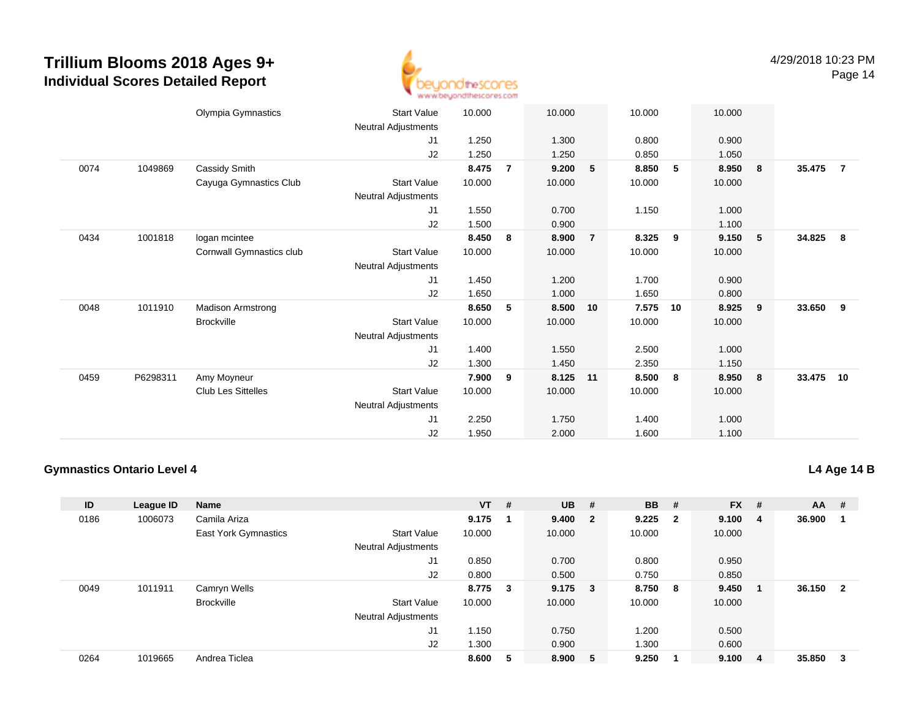# Trillium Blooms 2018 Ages 9+

## Individual Scores Detailed Report

4/29/2018 10:23 PM

| ID | League ID | Name | | VT | # | UB | # | BB | # | FX | # | AA | # |
|---|---|---|---|---|---|---|---|---|---|---|---|---|---|
| | | Olympia Gymnastics | Start Value | 10.000 | | 10.000 | | 10.000 | | 10.000 | | | |
| | | | Neutral Adjustments | | | | | | | | | | |
| | | | J1 | 1.250 | | 1.300 | | 0.800 | | 0.900 | | | |
| | | | J2 | 1.250 | | 1.250 | | 0.850 | | 1.050 | | | |
| 0074 | 1049869 | Cassidy Smith | | **8.475** | **7** | **9.200** | **5** | **8.850** | **5** | **8.950** | **8** | **35.475** | **7** |
| | | Cayuga Gymnastics Club | Start Value | 10.000 | | 10.000 | | 10.000 | | 10.000 | | | |
| | | | Neutral Adjustments | | | | | | | | | | |
| | | | J1 | 1.550 | | 0.700 | | 1.150 | | 1.000 | | | |
| | | | J2 | 1.500 | | 0.900 | | | | 1.100 | | | |
| 0434 | 1001818 | logan mcintee | | **8.450** | **8** | **8.900** | **7** | **8.325** | **9** | **9.150** | **5** | **34.825** | **8** |
| | | Cornwall Gymnastics club | Start Value | 10.000 | | 10.000 | | 10.000 | | 10.000 | | | |
| | | | Neutral Adjustments | | | | | | | | | | |
| | | | J1 | 1.450 | | 1.200 | | 1.700 | | 0.900 | | | |
| | | | J2 | 1.650 | | 1.000 | | 1.650 | | 0.800 | | | |
| 0048 | 1011910 | Madison Armstrong | | **8.650** | **5** | **8.500** | **10** | **7.575** | **10** | **8.925** | **9** | **33.650** | **9** |
| | | Brockville | Start Value | 10.000 | | 10.000 | | 10.000 | | 10.000 | | | |
| | | | Neutral Adjustments | | | | | | | | | | |
| | | | J1 | 1.400 | | 1.550 | | 2.500 | | 1.000 | | | |
| | | | J2 | 1.300 | | 1.450 | | 2.350 | | 1.150 | | | |
| 0459 | P6298311 | Amy Moyneur | | **7.900** | **9** | **8.125** | **11** | **8.500** | **8** | **8.950** | **8** | **33.475** | **10** |
| | | Club Les Sittelles | Start Value | 10.000 | | 10.000 | | 10.000 | | 10.000 | | | |
| | | | Neutral Adjustments | | | | | | | | | | |
| | | | J1 | 2.250 | | 1.750 | | 1.400 | | 1.000 | | | |
| | | | J2 | 1.950 | | 2.000 | | 1.600 | | 1.100 | | | |

### Gymnastics Ontario Level 4

**L4 Age 14 B**

| ID | League ID | Name | | VT | # | UB | # | BB | # | FX | # | AA | # |
|---|---|---|---|---|---|---|---|---|---|---|---|---|---|
| 0186 | 1006073 | Camila Ariza | | **9.175** | **1** | **9.400** | **2** | **9.225** | **2** | **9.100** | **4** | **36.900** | **1** |
| | | East York Gymnastics | Start Value | 10.000 | | 10.000 | | 10.000 | | 10.000 | | | |
| | | | Neutral Adjustments | | | | | | | | | | |
| | | | J1 | 0.850 | | 0.700 | | 0.800 | | 0.950 | | | |
| | | | J2 | 0.800 | | 0.500 | | 0.750 | | 0.850 | | | |
| 0049 | 1011911 | Camryn Wells | | **8.775** | **3** | **9.175** | **3** | **8.750** | **8** | **9.450** | **1** | **36.150** | **2** |
| | | Brockville | Start Value | 10.000 | | 10.000 | | 10.000 | | 10.000 | | | |
| | | | Neutral Adjustments | | | | | | | | | | |
| | | | J1 | 1.150 | | 0.750 | | 1.200 | | 0.500 | | | |
| | | | J2 | 1.300 | | 0.900 | | 1.300 | | 0.600 | | | |
| 0264 | 1019665 | Andrea Ticlea | | **8.600** | **5** | **8.900** | **5** | **9.250** | **1** | **9.100** | **4** | **35.850** | **3** |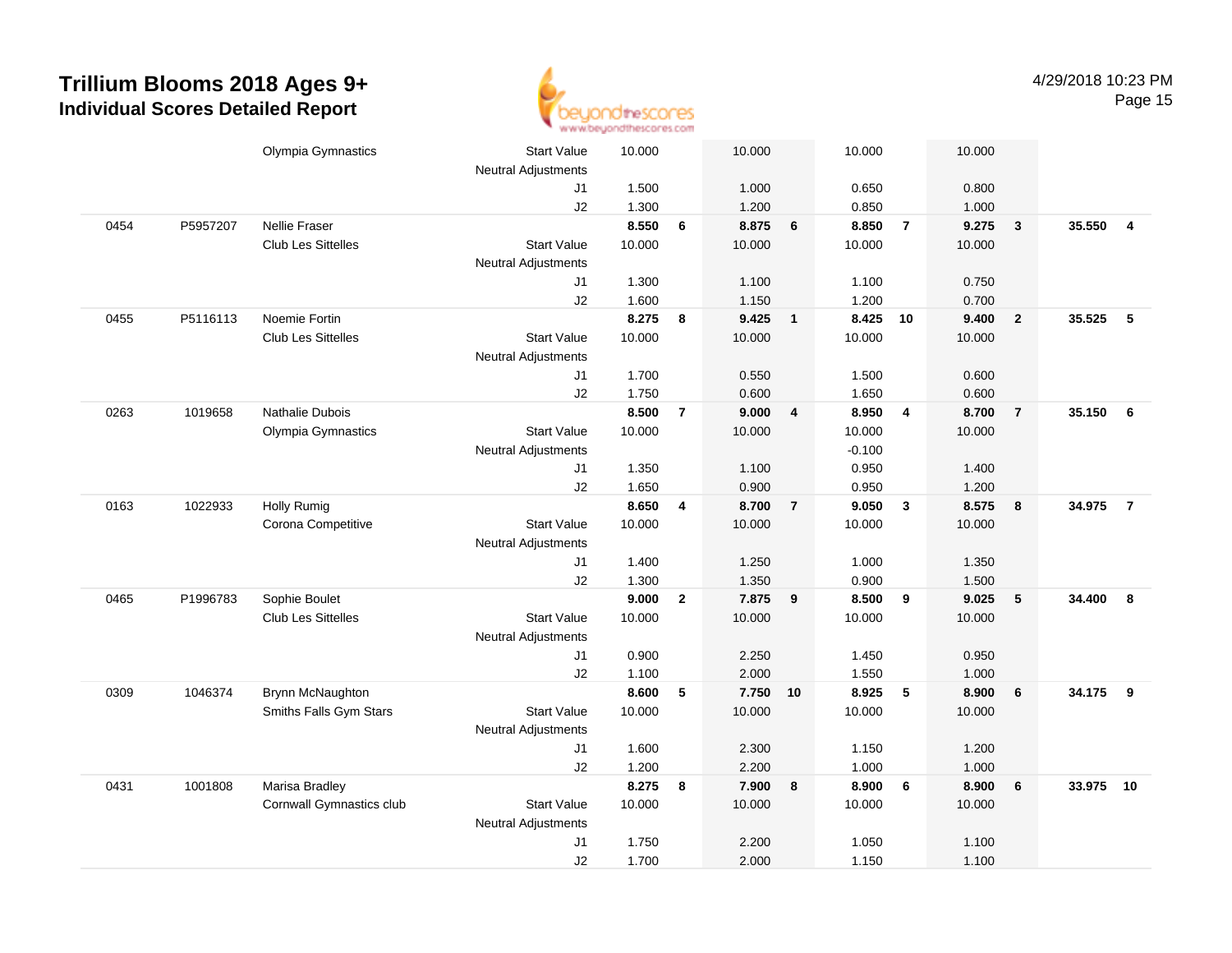# Trillium Blooms 2018 Ages 9+
## Individual Scores Detailed Report

4/29/2018 10:23 PM

| | | | | | | | | | | | | | |
|---|---|---|---|---|---|---|---|---|---|---|---|---|---|
| | | Olympia Gymnastics | Start Value | 10.000 | | 10.000 | | 10.000 | | 10.000 | | | |
| | | | Neutral Adjustments | | | | | | | | | | |
| | | | J1 | 1.500 | | 1.000 | | 0.650 | | 0.800 | | | |
| | | | J2 | 1.300 | | 1.200 | | 0.850 | | 1.000 | | | |
| 0454 | P5957207 | Nellie Fraser | | **8.550** | **6** | **8.875** | **6** | **8.850** | **7** | **9.275** | **3** | **35.550** | **4** |
| | | Club Les Sittelles | Start Value | 10.000 | | 10.000 | | 10.000 | | 10.000 | | | |
| | | | Neutral Adjustments | | | | | | | | | | |
| | | | J1 | 1.300 | | 1.100 | | 1.100 | | 0.750 | | | |
| | | | J2 | 1.600 | | 1.150 | | 1.200 | | 0.700 | | | |
| 0455 | P5116113 | Noemie Fortin | | **8.275** | **8** | **9.425** | **1** | **8.425** | **10** | **9.400** | **2** | **35.525** | **5** |
| | | Club Les Sittelles | Start Value | 10.000 | | 10.000 | | 10.000 | | 10.000 | | | |
| | | | Neutral Adjustments | | | | | | | | | | |
| | | | J1 | 1.700 | | 0.550 | | 1.500 | | 0.600 | | | |
| | | | J2 | 1.750 | | 0.600 | | 1.650 | | 0.600 | | | |
| 0263 | 1019658 | Nathalie Dubois | | **8.500** | **7** | **9.000** | **4** | **8.950** | **4** | **8.700** | **7** | **35.150** | **6** |
| | | Olympia Gymnastics | Start Value | 10.000 | | 10.000 | | 10.000 | | 10.000 | | | |
| | | | Neutral Adjustments | | | | | -0.100 | | | | | |
| | | | J1 | 1.350 | | 1.100 | | 0.950 | | 1.400 | | | |
| | | | J2 | 1.650 | | 0.900 | | 0.950 | | 1.200 | | | |
| 0163 | 1022933 | Holly Rumig | | **8.650** | **4** | **8.700** | **7** | **9.050** | **3** | **8.575** | **8** | **34.975** | **7** |
| | | Corona Competitive | Start Value | 10.000 | | 10.000 | | 10.000 | | 10.000 | | | |
| | | | Neutral Adjustments | | | | | | | | | | |
| | | | J1 | 1.400 | | 1.250 | | 1.000 | | 1.350 | | | |
| | | | J2 | 1.300 | | 1.350 | | 0.900 | | 1.500 | | | |
| 0465 | P1996783 | Sophie Boulet | | **9.000** | **2** | **7.875** | **9** | **8.500** | **9** | **9.025** | **5** | **34.400** | **8** |
| | | Club Les Sittelles | Start Value | 10.000 | | 10.000 | | 10.000 | | 10.000 | | | |
| | | | Neutral Adjustments | | | | | | | | | | |
| | | | J1 | 0.900 | | 2.250 | | 1.450 | | 0.950 | | | |
| | | | J2 | 1.100 | | 2.000 | | 1.550 | | 1.000 | | | |
| 0309 | 1046374 | Brynn McNaughton | | **8.600** | **5** | **7.750** | **10** | **8.925** | **5** | **8.900** | **6** | **34.175** | **9** |
| | | Smiths Falls Gym Stars | Start Value | 10.000 | | 10.000 | | 10.000 | | 10.000 | | | |
| | | | Neutral Adjustments | | | | | | | | | | |
| | | | J1 | 1.600 | | 2.300 | | 1.150 | | 1.200 | | | |
| | | | J2 | 1.200 | | 2.200 | | 1.000 | | 1.000 | | | |
| 0431 | 1001808 | Marisa Bradley | | **8.275** | **8** | **7.900** | **8** | **8.900** | **6** | **8.900** | **6** | **33.975** | **10** |
| | | Cornwall Gymnastics club | Start Value | 10.000 | | 10.000 | | 10.000 | | 10.000 | | | |
| | | | Neutral Adjustments | | | | | | | | | | |
| | | | J1 | 1.750 | | 2.200 | | 1.050 | | 1.100 | | | |
| | | | J2 | 1.700 | | 2.000 | | 1.150 | | 1.100 | | | |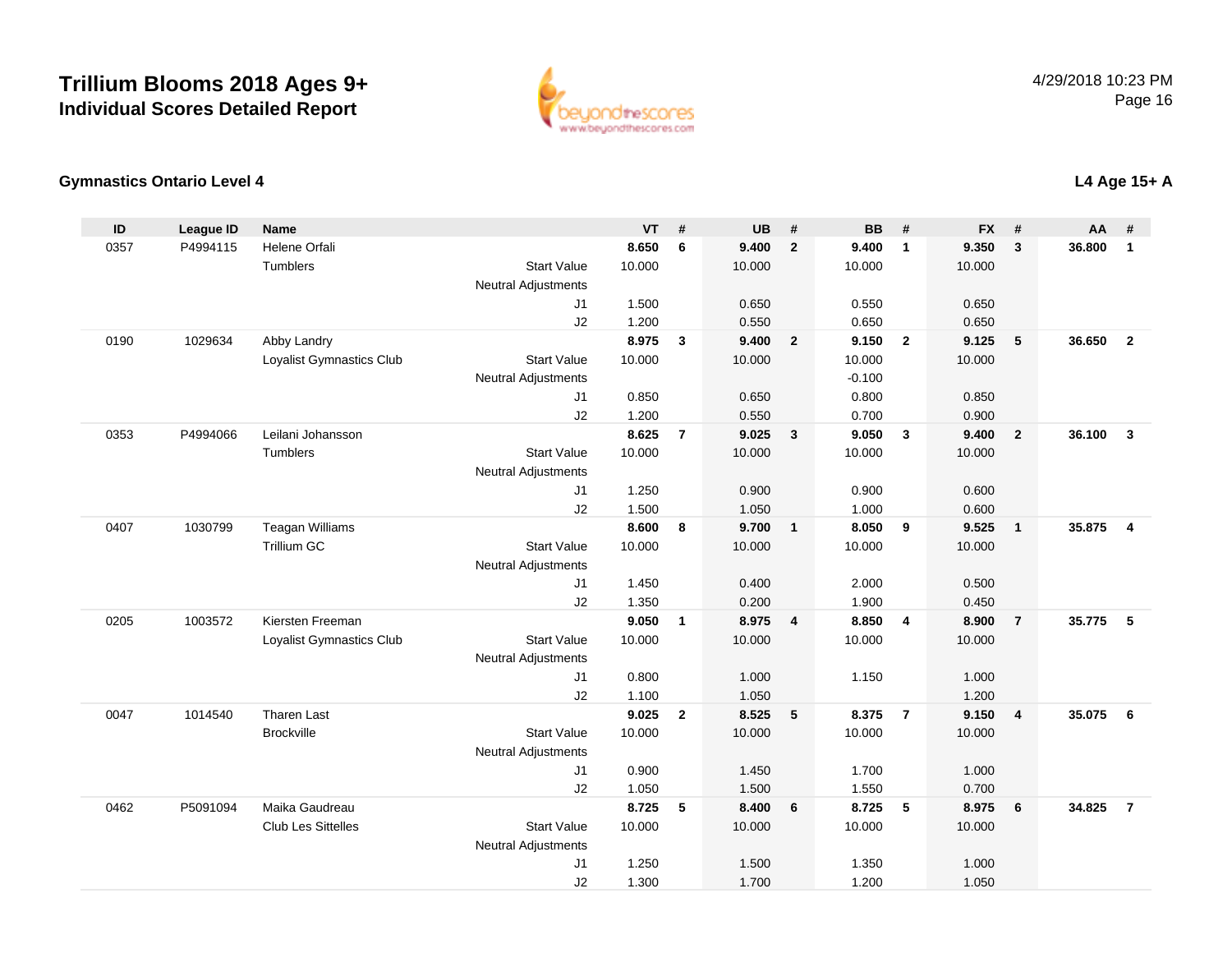# Trillium Blooms 2018 Ages 9+

## Individual Scores Detailed Report

4/29/2018 10:23 PM

### Gymnastics Ontario Level 4

### L4 Age 15+ A

| ID | League ID | Name | | VT | # | UB | # | BB | # | FX | # | AA | # |
|---|---|---|---|---|---|---|---|---|---|---|---|---|---|
| 0357 | P4994115 | Helene Orfali | | **8.650** | **6** | **9.400** | **2** | **9.400** | **1** | **9.350** | **3** | **36.800** | **1** |
| | | Tumblers | Start Value | 10.000 | | 10.000 | | 10.000 | | 10.000 | | | |
| | | | Neutral Adjustments | | | | | | | | | | |
| | | | J1 | 1.500 | | 0.650 | | 0.550 | | 0.650 | | | |
| | | | J2 | 1.200 | | 0.550 | | 0.650 | | 0.650 | | | |
| 0190 | 1029634 | Abby Landry | | **8.975** | **3** | **9.400** | **2** | **9.150** | **2** | **9.125** | **5** | **36.650** | **2** |
| | | Loyalist Gymnastics Club | Start Value | 10.000 | | 10.000 | | 10.000 | | 10.000 | | | |
| | | | Neutral Adjustments | | | | | -0.100 | | | | | |
| | | | J1 | 0.850 | | 0.650 | | 0.800 | | 0.850 | | | |
| | | | J2 | 1.200 | | 0.550 | | 0.700 | | 0.900 | | | |
| 0353 | P4994066 | Leilani Johansson | | **8.625** | **7** | **9.025** | **3** | **9.050** | **3** | **9.400** | **2** | **36.100** | **3** |
| | | Tumblers | Start Value | 10.000 | | 10.000 | | 10.000 | | 10.000 | | | |
| | | | Neutral Adjustments | | | | | | | | | | |
| | | | J1 | 1.250 | | 0.900 | | 0.900 | | 0.600 | | | |
| | | | J2 | 1.500 | | 1.050 | | 1.000 | | 0.600 | | | |
| 0407 | 1030799 | Teagan Williams | | **8.600** | **8** | **9.700** | **1** | **8.050** | **9** | **9.525** | **1** | **35.875** | **4** |
| | | Trillium GC | Start Value | 10.000 | | 10.000 | | 10.000 | | 10.000 | | | |
| | | | Neutral Adjustments | | | | | | | | | | |
| | | | J1 | 1.450 | | 0.400 | | 2.000 | | 0.500 | | | |
| | | | J2 | 1.350 | | 0.200 | | 1.900 | | 0.450 | | | |
| 0205 | 1003572 | Kiersten Freeman | | **9.050** | **1** | **8.975** | **4** | **8.850** | **4** | **8.900** | **7** | **35.775** | **5** |
| | | Loyalist Gymnastics Club | Start Value | 10.000 | | 10.000 | | 10.000 | | 10.000 | | | |
| | | | Neutral Adjustments | | | | | | | | | | |
| | | | J1 | 0.800 | | 1.000 | | 1.150 | | 1.000 | | | |
| | | | J2 | 1.100 | | 1.050 | | | | 1.200 | | | |
| 0047 | 1014540 | Tharen Last | | **9.025** | **2** | **8.525** | **5** | **8.375** | **7** | **9.150** | **4** | **35.075** | **6** |
| | | Brockville | Start Value | 10.000 | | 10.000 | | 10.000 | | 10.000 | | | |
| | | | Neutral Adjustments | | | | | | | | | | |
| | | | J1 | 0.900 | | 1.450 | | 1.700 | | 1.000 | | | |
| | | | J2 | 1.050 | | 1.500 | | 1.550 | | 0.700 | | | |
| 0462 | P5091094 | Maika Gaudreau | | **8.725** | **5** | **8.400** | **6** | **8.725** | **5** | **8.975** | **6** | **34.825** | **7** |
| | | Club Les Sittelles | Start Value | 10.000 | | 10.000 | | 10.000 | | 10.000 | | | |
| | | | Neutral Adjustments | | | | | | | | | | |
| | | | J1 | 1.250 | | 1.500 | | 1.350 | | 1.000 | | | |
| | | | J2 | 1.300 | | 1.700 | | 1.200 | | 1.050 | | | |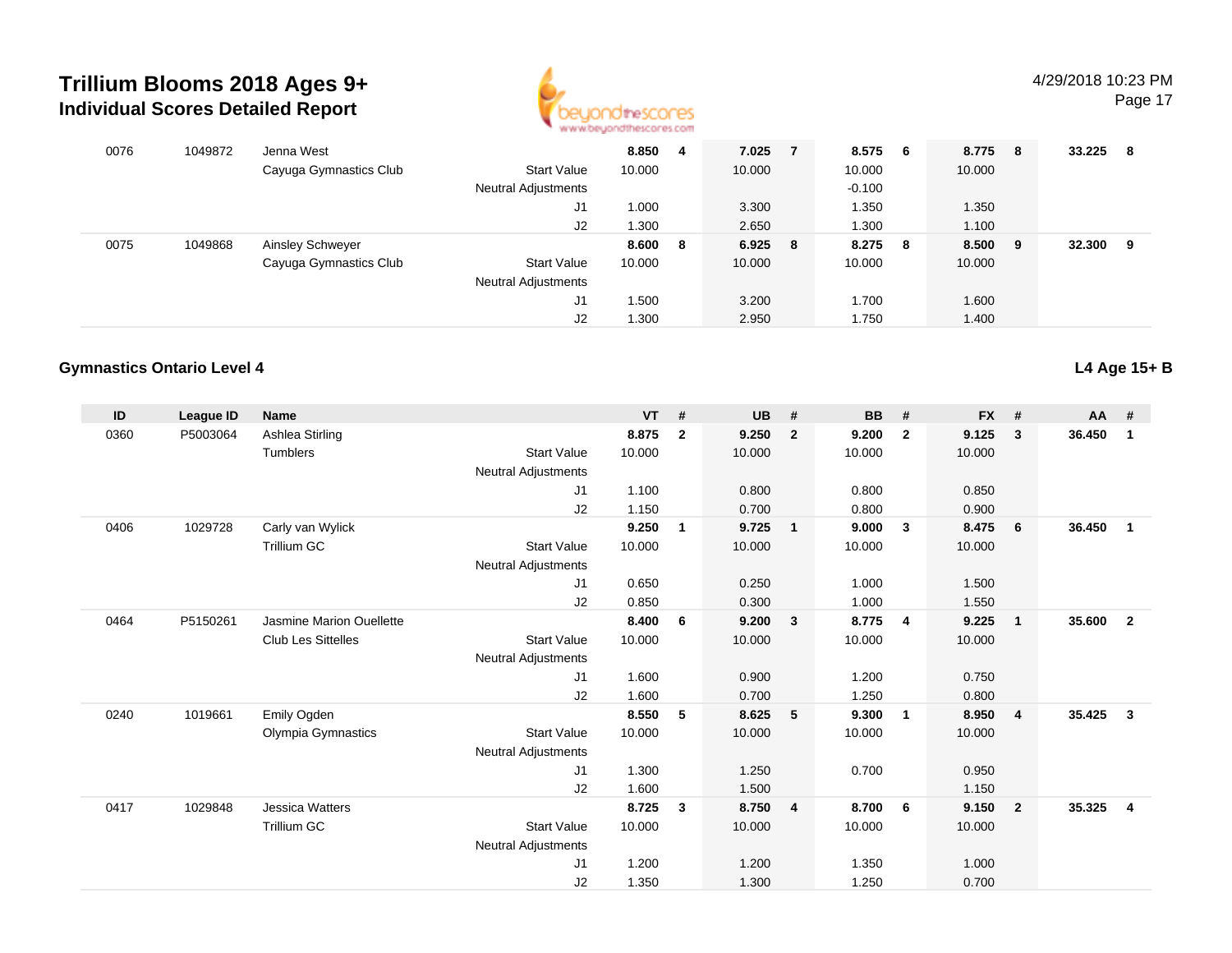# Trillium Blooms 2018 Ages 9+

## Individual Scores Detailed Report

4/29/2018 10:23 PM

| ID | League ID | Name | | VT | # | UB | # | BB | # | FX | # | AA | # |
|---|---|---|---|---|---|---|---|---|---|---|---|---|---|
| 0076 | 1049872 | Jenna West | | 8.850 | 4 | 7.025 | 7 | 8.575 | 6 | 8.775 | 8 | 33.225 | 8 |
| | | Cayuga Gymnastics Club | Start Value | 10.000 | | 10.000 | | 10.000 | | 10.000 | | | |
| | | | Neutral Adjustments | | | | | -0.100 | | | | | |
| | | | J1 | 1.000 | | 3.300 | | 1.350 | | 1.350 | | | |
| | | | J2 | 1.300 | | 2.650 | | 1.300 | | 1.100 | | | |
| 0075 | 1049868 | Ainsley Schweyer | | 8.600 | 8 | 6.925 | 8 | 8.275 | 8 | 8.500 | 9 | 32.300 | 9 |
| | | Cayuga Gymnastics Club | Start Value | 10.000 | | 10.000 | | 10.000 | | 10.000 | | | |
| | | | Neutral Adjustments | | | | | | | | | | |
| | | | J1 | 1.500 | | 3.200 | | 1.700 | | 1.600 | | | |
| | | | J2 | 1.300 | | 2.950 | | 1.750 | | 1.400 | | | |

### Gymnastics Ontario Level 4

**L4 Age 15+ B**

| ID | League ID | Name | | VT | # | UB | # | BB | # | FX | # | AA | # |
|---|---|---|---|---|---|---|---|---|---|---|---|---|---|
| 0360 | P5003064 | Ashlea Stirling | | 8.875 | 2 | 9.250 | 2 | 9.200 | 2 | 9.125 | 3 | 36.450 | 1 |
| | | Tumblers | Start Value | 10.000 | | 10.000 | | 10.000 | | 10.000 | | | |
| | | | Neutral Adjustments | | | | | | | | | | |
| | | | J1 | 1.100 | | 0.800 | | 0.800 | | 0.850 | | | |
| | | | J2 | 1.150 | | 0.700 | | 0.800 | | 0.900 | | | |
| 0406 | 1029728 | Carly van Wylick | | 9.250 | 1 | 9.725 | 1 | 9.000 | 3 | 8.475 | 6 | 36.450 | 1 |
| | | Trillium GC | Start Value | 10.000 | | 10.000 | | 10.000 | | 10.000 | | | |
| | | | Neutral Adjustments | | | | | | | | | | |
| | | | J1 | 0.650 | | 0.250 | | 1.000 | | 1.500 | | | |
| | | | J2 | 0.850 | | 0.300 | | 1.000 | | 1.550 | | | |
| 0464 | P5150261 | Jasmine Marion Ouellette | | 8.400 | 6 | 9.200 | 3 | 8.775 | 4 | 9.225 | 1 | 35.600 | 2 |
| | | Club Les Sittelles | Start Value | 10.000 | | 10.000 | | 10.000 | | 10.000 | | | |
| | | | Neutral Adjustments | | | | | | | | | | |
| | | | J1 | 1.600 | | 0.900 | | 1.200 | | 0.750 | | | |
| | | | J2 | 1.600 | | 0.700 | | 1.250 | | 0.800 | | | |
| 0240 | 1019661 | Emily Ogden | | 8.550 | 5 | 8.625 | 5 | 9.300 | 1 | 8.950 | 4 | 35.425 | 3 |
| | | Olympia Gymnastics | Start Value | 10.000 | | 10.000 | | 10.000 | | 10.000 | | | |
| | | | Neutral Adjustments | | | | | | | | | | |
| | | | J1 | 1.300 | | 1.250 | | 0.700 | | 0.950 | | | |
| | | | J2 | 1.600 | | 1.500 | | | | 1.150 | | | |
| 0417 | 1029848 | Jessica Watters | | 8.725 | 3 | 8.750 | 4 | 8.700 | 6 | 9.150 | 2 | 35.325 | 4 |
| | | Trillium GC | Start Value | 10.000 | | 10.000 | | 10.000 | | 10.000 | | | |
| | | | Neutral Adjustments | | | | | | | | | | |
| | | | J1 | 1.200 | | 1.200 | | 1.350 | | 1.000 | | | |
| | | | J2 | 1.350 | | 1.300 | | 1.250 | | 0.700 | | | |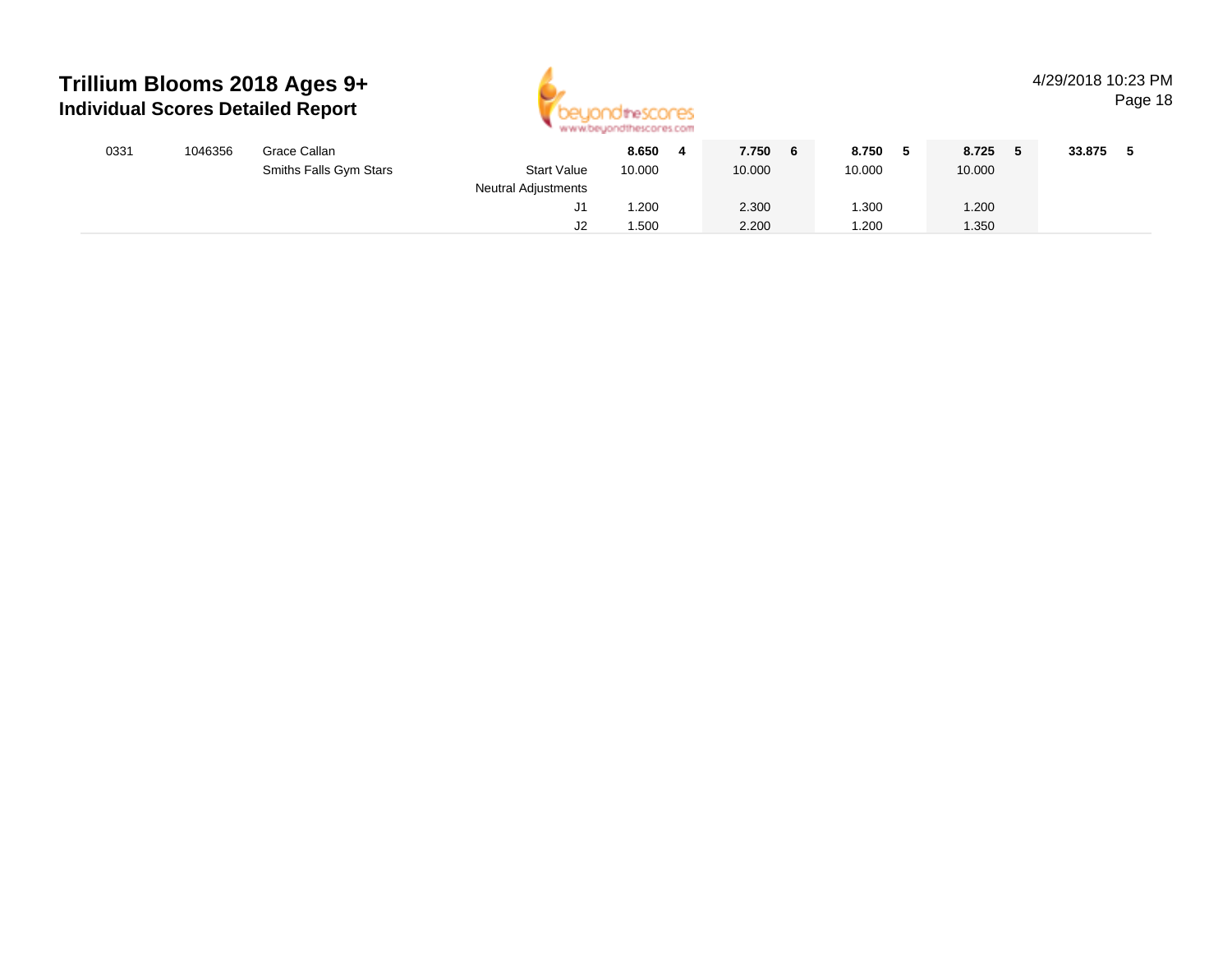# Trillium Blooms 2018 Ages 9+
## Individual Scores Detailed Report

4/29/2018 10:23 PM

| | | | | | | | | | | | | | |
|---|---|---|---|---|---|---|---|---|---|---|---|---|---|
| 0331 | 1046356 | Grace Callan | | **8.650** | **4** | **7.750** | **6** | **8.750** | **5** | **8.725** | **5** | **33.875** | **5** |
| | | Smiths Falls Gym Stars | Start Value | 10.000 | | 10.000 | | 10.000 | | 10.000 | | | |
| | | | Neutral Adjustments | | | | | | | | | | |
| | | | J1 | 1.200 | | 2.300 | | 1.300 | | 1.200 | | | |
| | | | J2 | 1.500 | | 2.200 | | 1.200 | | 1.350 | | | |